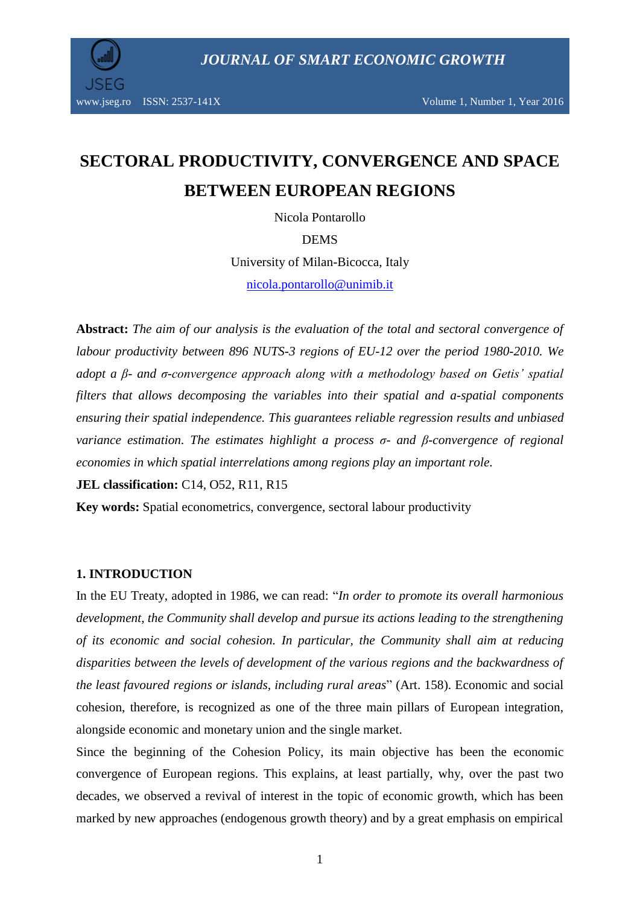# SECTORAL PRODUCTIVITY, CONVERGENCE AND SPACE BETWEEN EUROPEAN REGIONS

Nicola Pontarollo

DEMS

University of Milan-Bicocca, Italy

nicola.pontarollo@unimib.it

**Abstract:** *The aim of our analysis is the evaluation of the total and sectoral convergence of labour productivity between 896 NUTS-3 regions of EU-12 over the period 1980-2010. We adopt a β- and σ-convergence approach along with a methodology based on Getis' spatial filters that allows decomposing the variables into their spatial and a-spatial components ensuring their spatial independence. This guarantees reliable regression results and unbiased variance estimation. The estimates highlight a process σ- and β-convergence of regional economies in which spatial interrelations among regions play an important role.*

**JEL classification:** C14, O52, R11, R15

**Key words:** Spatial econometrics, convergence, sectoral labour productivity

## 1. INTRODUCTION

In the EU Treaty, adopted in 1986, we can read: "*In order to promote its overall harmonious development, the Community shall develop and pursue its actions leading to the strengthening of its economic and social cohesion. In particular, the Community shall aim at reducing disparities between the levels of development of the various regions and the backwardness of the least favoured regions or islands, including rural areas*" (Art. 158). Economic and social cohesion, therefore, is recognized as one of the three main pillars of European integration, alongside economic and monetary union and the single market.

Since the beginning of the Cohesion Policy, its main objective has been the economic convergence of European regions. This explains, at least partially, why, over the past two decades, we observed a revival of interest in the topic of economic growth, which has been marked by new approaches (endogenous growth theory) and by a great emphasis on empirical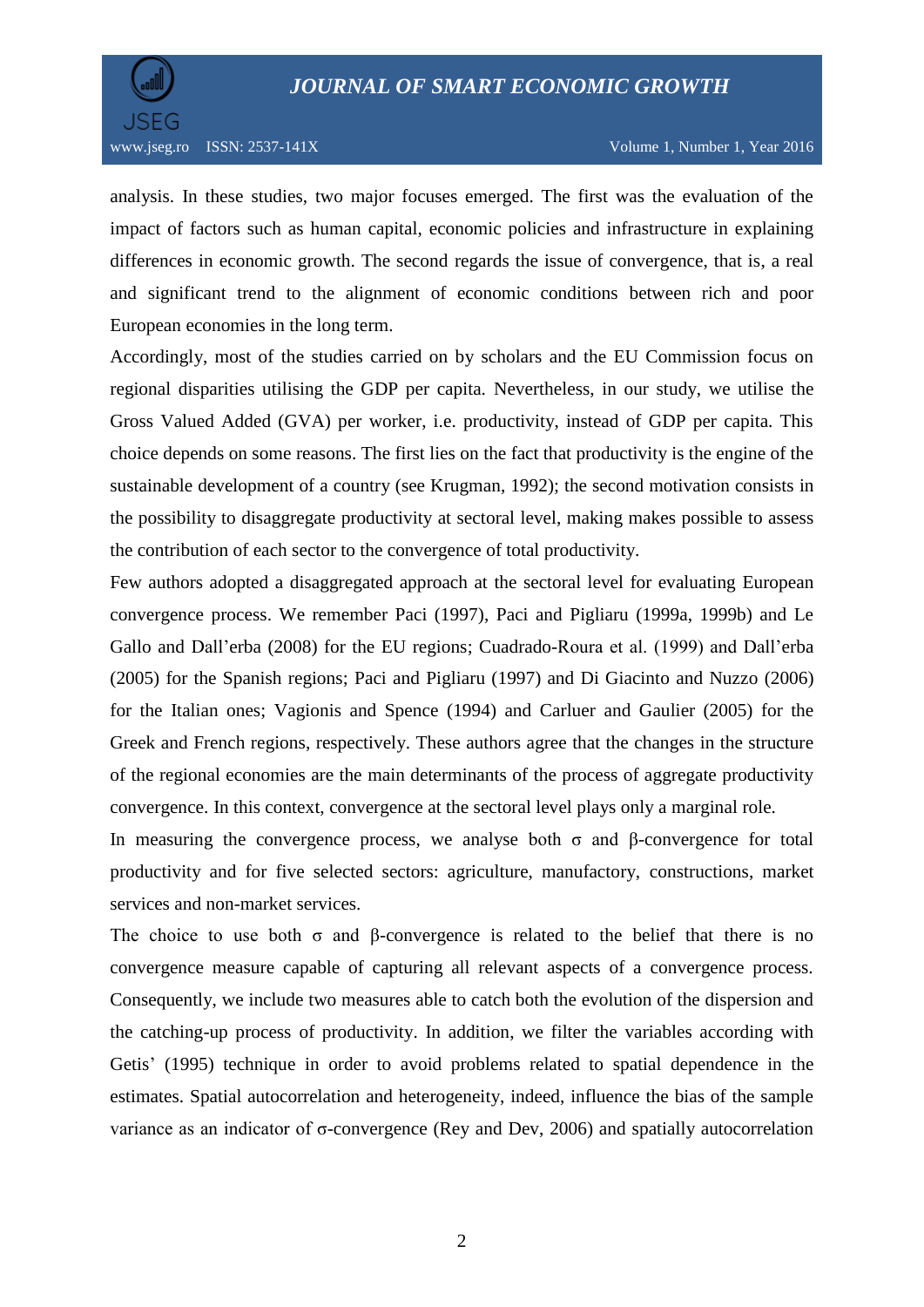analysis. In these studies, two major focuses emerged. The first was the evaluation of the impact of factors such as human capital, economic policies and infrastructure in explaining differences in economic growth. The second regards the issue of convergence, that is, a real and significant trend to the alignment of economic conditions between rich and poor European economies in the long term.

Accordingly, most of the studies carried on by scholars and the EU Commission focus on regional disparities utilising the GDP per capita. Nevertheless, in our study, we utilise the Gross Valued Added (GVA) per worker, i.e. productivity, instead of GDP per capita. This choice depends on some reasons. The first lies on the fact that productivity is the engine of the sustainable development of a country (see Krugman, 1992); the second motivation consists in the possibility to disaggregate productivity at sectoral level, making makes possible to assess the contribution of each sector to the convergence of total productivity.

Few authors adopted a disaggregated approach at the sectoral level for evaluating European convergence process. We remember Paci (1997), Paci and Pigliaru (1999a, 1999b) and Le Gallo and Dall'erba (2008) for the EU regions; Cuadrado-Roura et al. (1999) and Dall'erba (2005) for the Spanish regions; Paci and Pigliaru (1997) and Di Giacinto and Nuzzo (2006) for the Italian ones; Vagionis and Spence (1994) and Carluer and Gaulier (2005) for the Greek and French regions, respectively. These authors agree that the changes in the structure of the regional economies are the main determinants of the process of aggregate productivity convergence. In this context, convergence at the sectoral level plays only a marginal role.

In measuring the convergence process, we analyse both σ and β-convergence for total productivity and for five selected sectors: agriculture, manufactory, constructions, market services and non-market services.

The choice to use both σ and β-convergence is related to the belief that there is no convergence measure capable of capturing all relevant aspects of a convergence process. Consequently, we include two measures able to catch both the evolution of the dispersion and the catching-up process of productivity. In addition, we filter the variables according with Getis' (1995) technique in order to avoid problems related to spatial dependence in the estimates. Spatial autocorrelation and heterogeneity, indeed, influence the bias of the sample variance as an indicator of σ-convergence (Rey and Dev, 2006) and spatially autocorrelation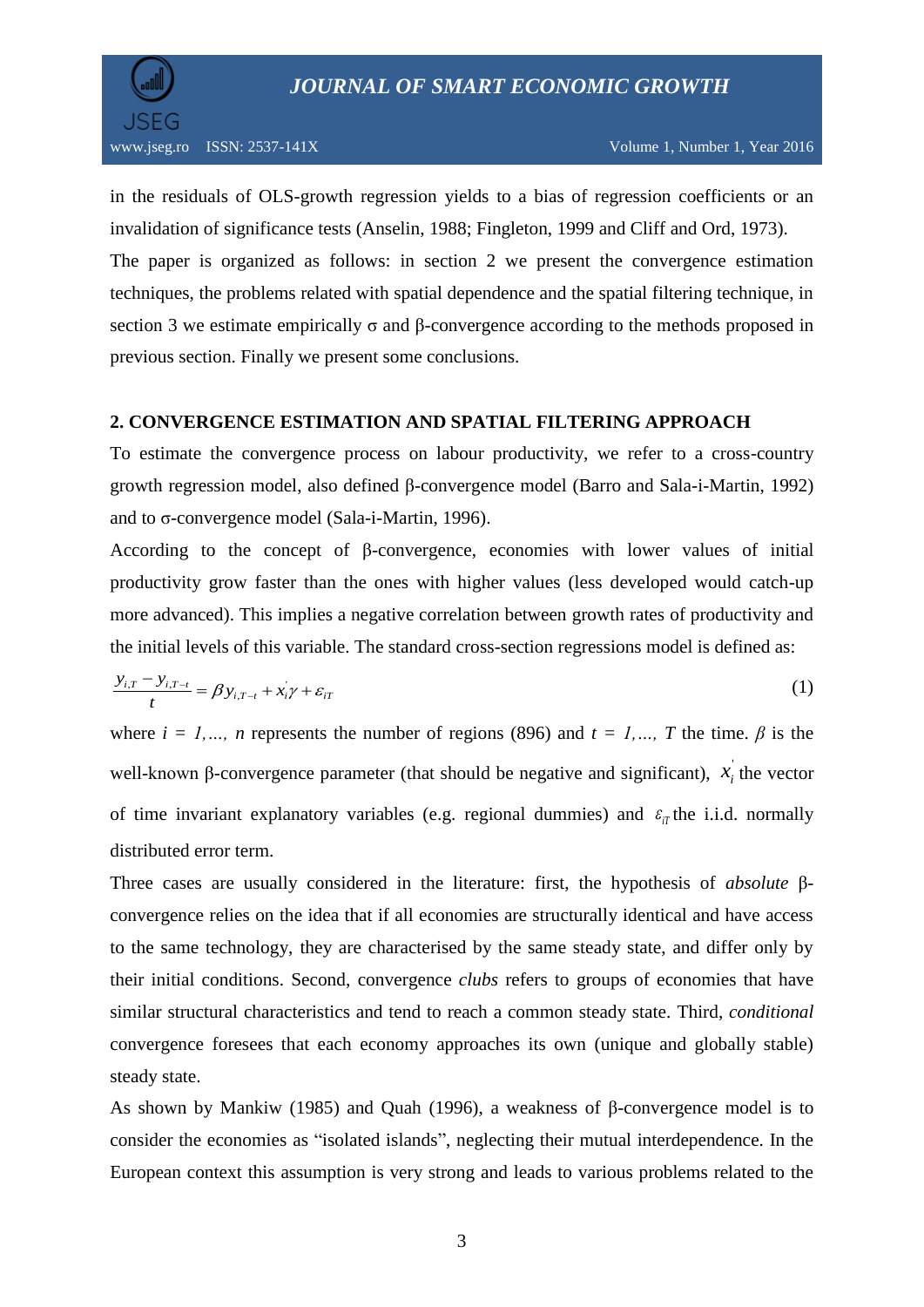in the residuals of OLS-growth regression yields to a bias of regression coefficients or an invalidation of significance tests (Anselin, 1988; Fingleton, 1999 and Cliff and Ord, 1973).

The paper is organized as follows: in section 2 we present the convergence estimation techniques, the problems related with spatial dependence and the spatial filtering technique, in section 3 we estimate empirically σ and β-convergence according to the methods proposed in previous section. Finally we present some conclusions.

## 2. CONVERGENCE ESTIMATION AND SPATIAL FILTERING APPROACH

To estimate the convergence process on labour productivity, we refer to a cross-country growth regression model, also defined β-convergence model (Barro and Sala-i-Martin, 1992) and to σ-convergence model (Sala-i-Martin, 1996).

According to the concept of β-convergence, economies with lower values of initial productivity grow faster than the ones with higher values (less developed would catch-up more advanced). This implies a negative correlation between growth rates of productivity and the initial levels of this variable. The standard cross-section regressions model is defined as:

$$\frac{y_{i,T} - y_{i,T-t}}{t} = \beta y_{i,T-t} + x_i^{'}\gamma + \varepsilon_{iT} \tag{1}$$

where $i$ = *1,…, n* represents the number of regions (896) and $t$ = *1,…, T* the time. $\beta$ is the well-known β-convergence parameter (that should be negative and significant), $x_i^{'}$ the vector of time invariant explanatory variables (e.g. regional dummies) and $\varepsilon_{iT}$ the i.i.d. normally distributed error term.

Three cases are usually considered in the literature: first, the hypothesis of *absolute* β-convergence relies on the idea that if all economies are structurally identical and have access to the same technology, they are characterised by the same steady state, and differ only by their initial conditions. Second, convergence *clubs* refers to groups of economies that have similar structural characteristics and tend to reach a common steady state. Third, *conditional* convergence foresees that each economy approaches its own (unique and globally stable) steady state.

As shown by Mankiw (1985) and Quah (1996), a weakness of β-convergence model is to consider the economies as "isolated islands", neglecting their mutual interdependence. In the European context this assumption is very strong and leads to various problems related to the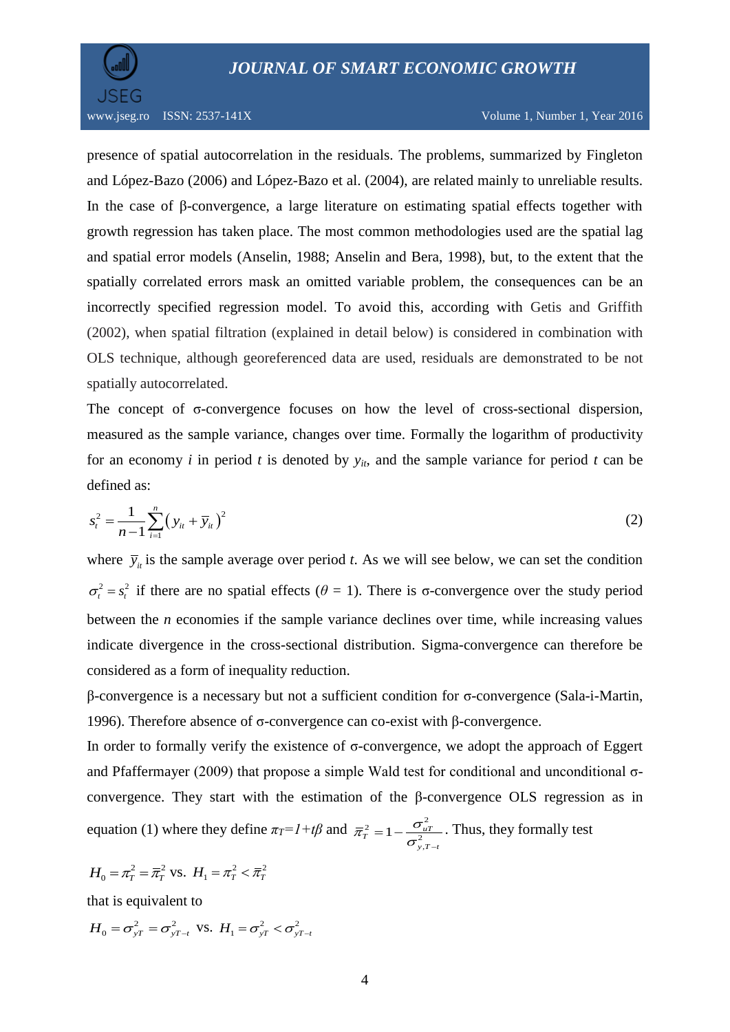presence of spatial autocorrelation in the residuals. The problems, summarized by Fingleton and López-Bazo (2006) and López-Bazo et al. (2004), are related mainly to unreliable results. In the case of β-convergence, a large literature on estimating spatial effects together with growth regression has taken place. The most common methodologies used are the spatial lag and spatial error models (Anselin, 1988; Anselin and Bera, 1998), but, to the extent that the spatially correlated errors mask an omitted variable problem, the consequences can be an incorrectly specified regression model. To avoid this, according with Getis and Griffith (2002), when spatial filtration (explained in detail below) is considered in combination with OLS technique, although georeferenced data are used, residuals are demonstrated to be not spatially autocorrelated.

The concept of σ-convergence focuses on how the level of cross-sectional dispersion, measured as the sample variance, changes over time. Formally the logarithm of productivity for an economy $i$ in period $t$ is denoted by $y_{it}$, and the sample variance for period $t$ can be defined as:

$$s_t^2 = \frac{1}{n-1}\sum_{i=1}^{n}\left(y_{it} + \overline{y}_{it}\right)^2 \tag{2}$$

where $\overline{y}_{it}$ is the sample average over period $t$. As we will see below, we can set the condition $\sigma_t^2 = s_t^2$ if there are no spatial effects ($\theta$ = 1). There is σ-convergence over the study period between the $n$ economies if the sample variance declines over time, while increasing values indicate divergence in the cross-sectional distribution. Sigma-convergence can therefore be considered as a form of inequality reduction.

β-convergence is a necessary but not a sufficient condition for σ-convergence (Sala-i-Martin, 1996). Therefore absence of σ-convergence can co-exist with β-convergence.

In order to formally verify the existence of σ-convergence, we adopt the approach of Eggert and Pfaffermayer (2009) that propose a simple Wald test for conditional and unconditional σ-convergence. They start with the estimation of the β-convergence OLS regression as in equation (1) where they define $\pi_T = 1 + t\beta$ and $\overline{\pi}_T^2 = 1 - \frac{\sigma_{uT}^2}{\sigma_{y,T-t}^2}$. Thus, they formally test

$$H_0 = \pi_T^2 = \overline{\pi}_T^2 \text{ vs. } H_1 = \pi_T^2 < \overline{\pi}_T^2$$

that is equivalent to

$$H_0 = \sigma_{yT}^2 = \sigma_{yT-t}^2 \text{ vs. } H_1 = \sigma_{yT}^2 < \sigma_{yT-t}^2$$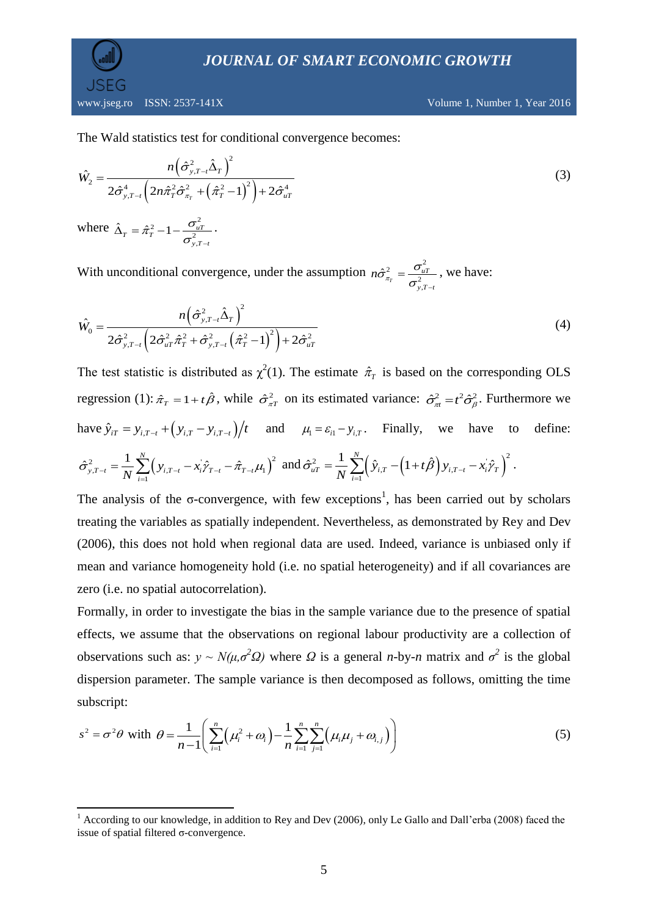The Wald statistics test for conditional convergence becomes:

$$\hat{W}_2 = \frac{n\left(\hat{\sigma}^2_{y,T-t}\hat{\Delta}_T\right)^2}{2\hat{\sigma}^4_{y,T-t}\left(2n\hat{\pi}^2_T\hat{\sigma}^2_{\pi_T} + \left(\hat{\pi}^2_T - 1\right)^2\right) + 2\hat{\sigma}^4_{uT}} \tag{3}$$

where $\hat{\Delta}_T = \hat{\pi}^2_T - 1 - \frac{\sigma^2_{uT}}{\sigma^2_{y,T-t}}$.

With unconditional convergence, under the assumption $n\hat{\sigma}^2_{\pi_T} = \frac{\sigma^2_{uT}}{\sigma^2_{y,T-t}}$, we have:

$$\hat{W}_0 = \frac{n\left(\hat{\sigma}^2_{y,T-t}\hat{\Delta}_T\right)^2}{2\hat{\sigma}^2_{y,T-t}\left(2\hat{\sigma}^2_{uT}\hat{\pi}^2_T + \hat{\sigma}^2_{y,T-t}\left(\hat{\pi}^2_T - 1\right)^2\right) + 2\hat{\sigma}^2_{uT}} \tag{4}$$

The test statistic is distributed as $\chi^2(1)$. The estimate $\hat{\pi}_T$ is based on the corresponding OLS regression (1): $\hat{\pi}_T = 1 + t\hat{\beta}$, while $\hat{\sigma}^2_{\pi T}$ on its estimated variance: $\hat{\sigma}^2_{\pi t} = t^2\hat{\sigma}^2_{\beta}$. Furthermore we have $\hat{y}_{iT} = y_{i,T-t} + \left(y_{i,T} - y_{i,T-t}\right)/t$ and $\mu_1 = \varepsilon_{i1} - y_{i,T}$. Finally, we have to define: $\hat{\sigma}^2_{y,T-t} = \frac{1}{N}\sum_{i=1}^{N}\left(y_{i,T-t} - x_i^{'}\hat{\gamma}_{T-t} - \hat{\pi}_{T-t}\mu_1\right)^2$ and $\hat{\sigma}^2_{uT} = \frac{1}{N}\sum_{i=1}^{N}\left(\hat{y}_{i,T} - \left(1 + t\hat{\beta}\right)y_{i,T-t} - x_i^{'}\hat{\gamma}_T\right)^2$.

The analysis of the σ-convergence, with few exceptions[1], has been carried out by scholars treating the variables as spatially independent. Nevertheless, as demonstrated by Rey and Dev (2006), this does not hold when regional data are used. Indeed, variance is unbiased only if mean and variance homogeneity hold (i.e. no spatial heterogeneity) and if all covariances are zero (i.e. no spatial autocorrelation).

Formally, in order to investigate the bias in the sample variance due to the presence of spatial effects, we assume that the observations on regional labour productivity are a collection of observations such as: $y \sim N(\mu, \sigma^2\Omega)$ where $\Omega$ is a general $n$-by-$n$ matrix and $\sigma^2$ is the global dispersion parameter. The sample variance is then decomposed as follows, omitting the time subscript:

$$s^2 = \sigma^2\theta \text{ with } \theta = \frac{1}{n-1}\left(\sum_{i=1}^{n}\left(\mu_i^2 + \omega_i\right) - \frac{1}{n}\sum_{i=1}^{n}\sum_{j=1}^{n}\left(\mu_i\mu_j + \omega_{i,j}\right)\right) \tag{5}$$

[1] According to our knowledge, in addition to Rey and Dev (2006), only Le Gallo and Dall'erba (2008) faced the issue of spatial filtered σ-convergence.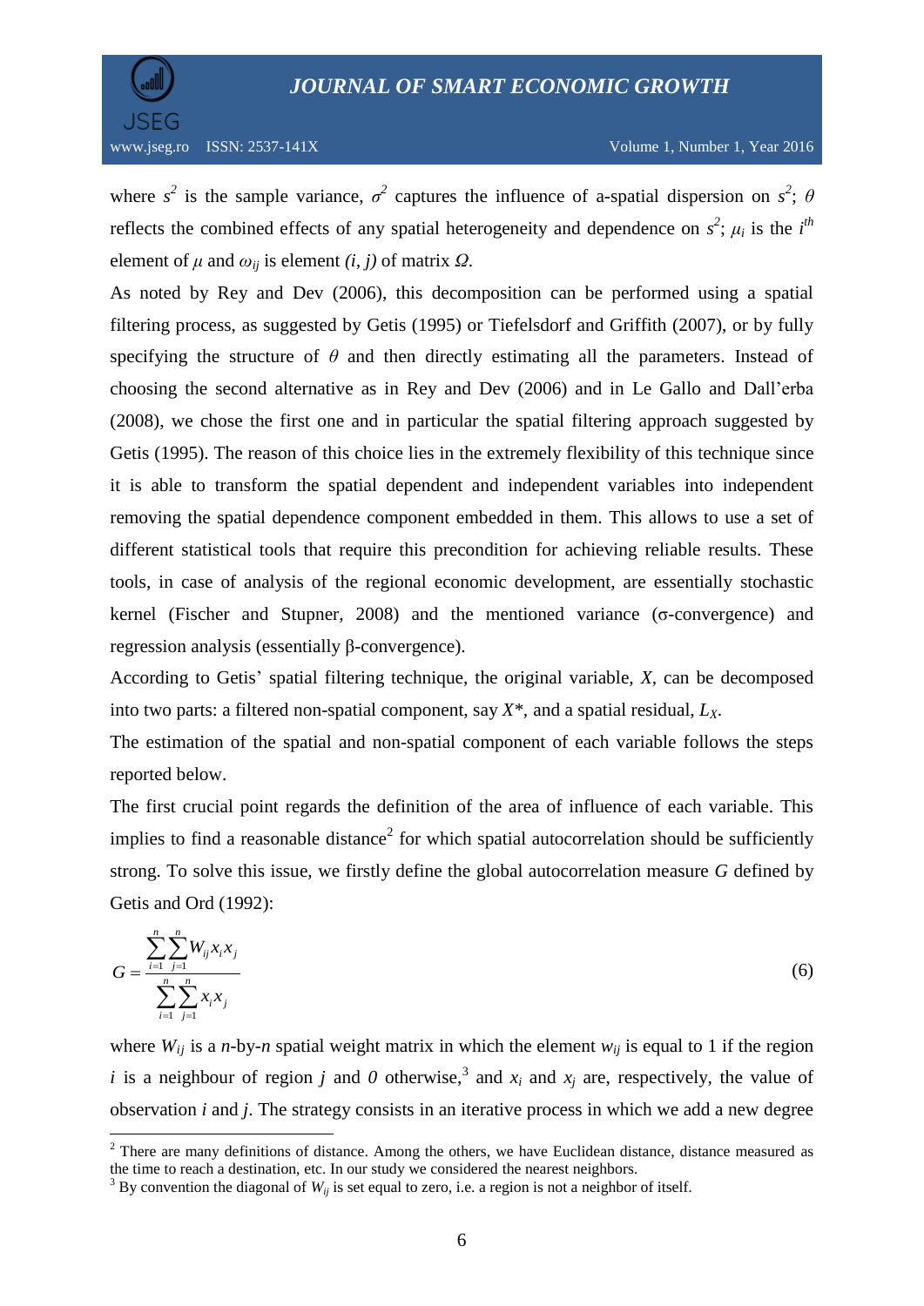where $s^2$ is the sample variance, $\sigma^2$ captures the influence of a-spatial dispersion on $s^2$; $\theta$ reflects the combined effects of any spatial heterogeneity and dependence on $s^2$; $\mu_i$ is the $i^{th}$ element of $\mu$ and $\omega_{ij}$ is element *(i, j)* of matrix $\Omega$.

As noted by Rey and Dev (2006), this decomposition can be performed using a spatial filtering process, as suggested by Getis (1995) or Tiefelsdorf and Griffith (2007), or by fully specifying the structure of $\theta$ and then directly estimating all the parameters. Instead of choosing the second alternative as in Rey and Dev (2006) and in Le Gallo and Dall'erba (2008), we chose the first one and in particular the spatial filtering approach suggested by Getis (1995). The reason of this choice lies in the extremely flexibility of this technique since it is able to transform the spatial dependent and independent variables into independent removing the spatial dependence component embedded in them. This allows to use a set of different statistical tools that require this precondition for achieving reliable results. These tools, in case of analysis of the regional economic development, are essentially stochastic kernel (Fischer and Stupner, 2008) and the mentioned variance (σ-convergence) and regression analysis (essentially β-convergence).

According to Getis' spatial filtering technique, the original variable, $X$, can be decomposed into two parts: a filtered non-spatial component, say $X^*$, and a spatial residual, $L_X$.

The estimation of the spatial and non-spatial component of each variable follows the steps reported below.

The first crucial point regards the definition of the area of influence of each variable. This implies to find a reasonable distance[2] for which spatial autocorrelation should be sufficiently strong. To solve this issue, we firstly define the global autocorrelation measure $G$ defined by Getis and Ord (1992):

$$G = \frac{\sum_{i=1}^{n}\sum_{j=1}^{n} W_{ij} x_i x_j}{\sum_{i=1}^{n}\sum_{j=1}^{n} x_i x_j} \tag{6}$$

where $W_{ij}$ is a *n*-by-*n* spatial weight matrix in which the element $w_{ij}$ is equal to 1 if the region $i$ is a neighbour of region $j$ and *0* otherwise,[3] and $x_i$ and $x_j$ are, respectively, the value of observation $i$ and $j$. The strategy consists in an iterative process in which we add a new degree

[2] There are many definitions of distance. Among the others, we have Euclidean distance, distance measured as the time to reach a destination, etc. In our study we considered the nearest neighbors.

[3] By convention the diagonal of $W_{ij}$ is set equal to zero, i.e. a region is not a neighbor of itself.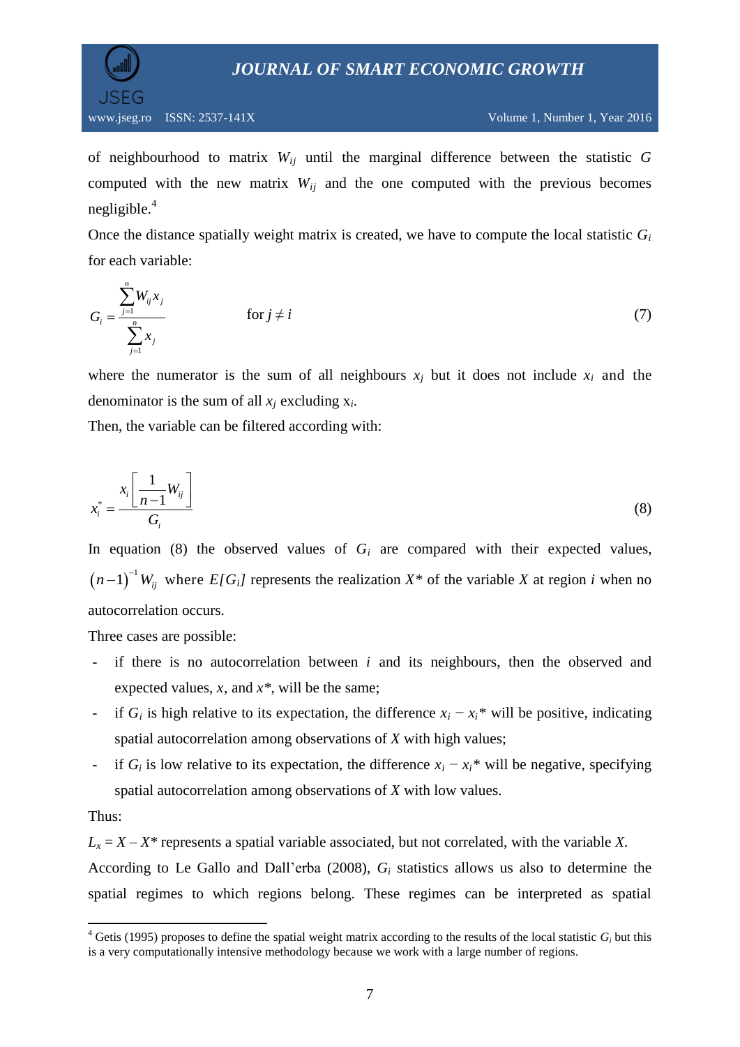of neighbourhood to matrix $W_{ij}$ until the marginal difference between the statistic $G$ computed with the new matrix $W_{ij}$ and the one computed with the previous becomes negligible.[4]

Once the distance spatially weight matrix is created, we have to compute the local statistic $G_i$ for each variable:

$$G_i = \frac{\sum_{j=1}^{n} W_{ij} x_j}{\sum_{j=1}^{n} x_j} \qquad \text{for } j \neq i \tag{7}$$

where the numerator is the sum of all neighbours $x_j$ but it does not include $x_i$ and the denominator is the sum of all $x_j$ excluding $x_i$.

Then, the variable can be filtered according with:

$$x_i^* = \frac{x_i \left[ \frac{1}{n-1} W_{ij} \right]}{G_i} \tag{8}$$

In equation (8) the observed values of $G_i$ are compared with their expected values, $(n-1)^{-1} W_{ij}$ where $E[G_i]$ represents the realization $X^*$ of the variable $X$ at region $i$ when no autocorrelation occurs.

Three cases are possible:

- if there is no autocorrelation between $i$ and its neighbours, then the observed and expected values, $x$, and $x^*$, will be the same;
- if $G_i$ is high relative to its expectation, the difference $x_i - x_i^*$ will be positive, indicating spatial autocorrelation among observations of $X$ with high values;
- if $G_i$ is low relative to its expectation, the difference $x_i - x_i^*$ will be negative, specifying spatial autocorrelation among observations of $X$ with low values.

Thus:

$L_x = X - X^*$ represents a spatial variable associated, but not correlated, with the variable $X$.

According to Le Gallo and Dall'erba (2008), $G_i$ statistics allows us also to determine the spatial regimes to which regions belong. These regimes can be interpreted as spatial

---

[4] Getis (1995) proposes to define the spatial weight matrix according to the results of the local statistic $G_i$ but this is a very computationally intensive methodology because we work with a large number of regions.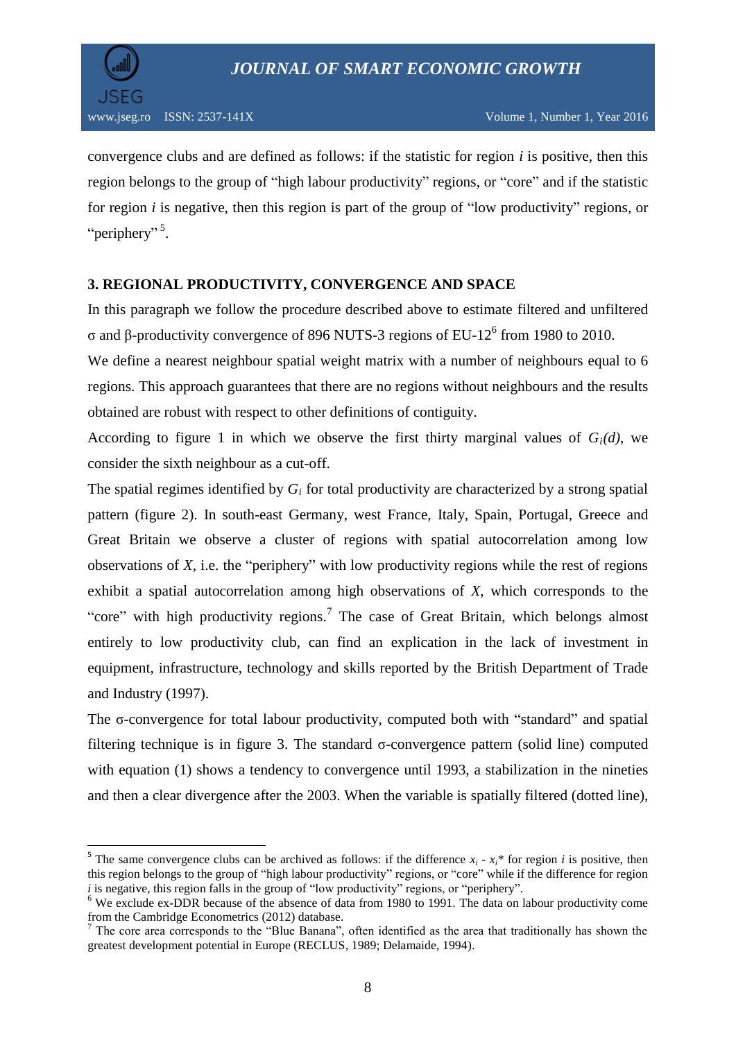convergence clubs and are defined as follows: if the statistic for region *i* is positive, then this region belongs to the group of "high labour productivity" regions, or "core" and if the statistic for region *i* is negative, then this region is part of the group of "low productivity" regions, or "periphery"[5].

## 3. REGIONAL PRODUCTIVITY, CONVERGENCE AND SPACE

In this paragraph we follow the procedure described above to estimate filtered and unfiltered σ and β-productivity convergence of 896 NUTS-3 regions of EU-12[6] from 1980 to 2010.

We define a nearest neighbour spatial weight matrix with a number of neighbours equal to 6 regions. This approach guarantees that there are no regions without neighbours and the results obtained are robust with respect to other definitions of contiguity.

According to figure 1 in which we observe the first thirty marginal values of $G_i(d)$, we consider the sixth neighbour as a cut-off.

The spatial regimes identified by $G_i$ for total productivity are characterized by a strong spatial pattern (figure 2). In south-east Germany, west France, Italy, Spain, Portugal, Greece and Great Britain we observe a cluster of regions with spatial autocorrelation among low observations of $X$, i.e. the "periphery" with low productivity regions while the rest of regions exhibit a spatial autocorrelation among high observations of $X$, which corresponds to the "core" with high productivity regions.[7] The case of Great Britain, which belongs almost entirely to low productivity club, can find an explication in the lack of investment in equipment, infrastructure, technology and skills reported by the British Department of Trade and Industry (1997).

The σ-convergence for total labour productivity, computed both with "standard" and spatial filtering technique is in figure 3. The standard σ-convergence pattern (solid line) computed with equation (1) shows a tendency to convergence until 1993, a stabilization in the nineties and then a clear divergence after the 2003. When the variable is spatially filtered (dotted line),

---

[5] The same convergence clubs can be archived as follows: if the difference $x_i$ - $x_i$* for region *i* is positive, then this region belongs to the group of "high labour productivity" regions, or "core" while if the difference for region *i* is negative, this region falls in the group of "low productivity" regions, or "periphery".

[6] We exclude ex-DDR because of the absence of data from 1980 to 1991. The data on labour productivity come from the Cambridge Econometrics (2012) database.

[7] The core area corresponds to the "Blue Banana", often identified as the area that traditionally has shown the greatest development potential in Europe (RECLUS, 1989; Delamaide, 1994).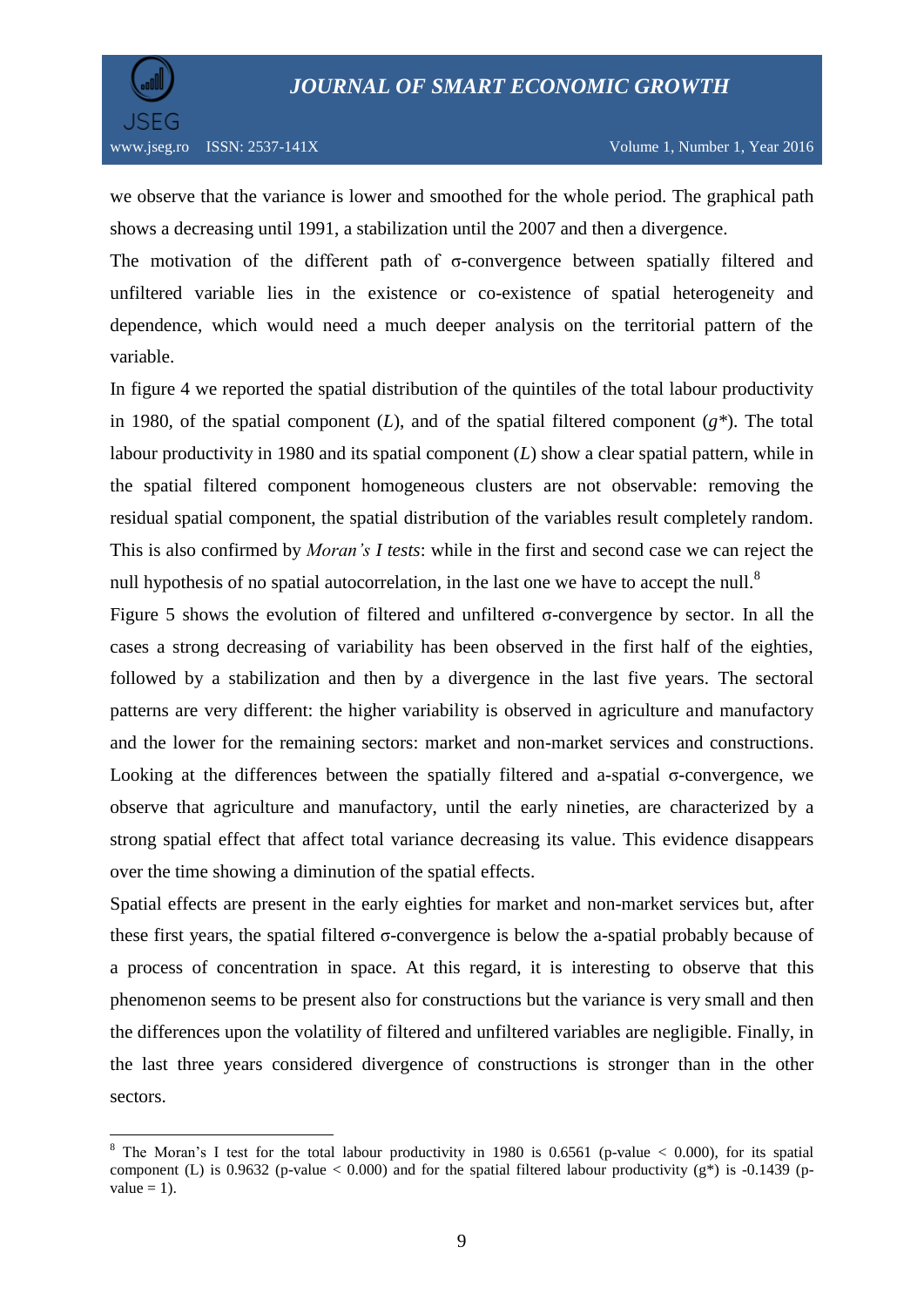we observe that the variance is lower and smoothed for the whole period. The graphical path shows a decreasing until 1991, a stabilization until the 2007 and then a divergence.

The motivation of the different path of σ-convergence between spatially filtered and unfiltered variable lies in the existence or co-existence of spatial heterogeneity and dependence, which would need a much deeper analysis on the territorial pattern of the variable.

In figure 4 we reported the spatial distribution of the quintiles of the total labour productivity in 1980, of the spatial component ($L$), and of the spatial filtered component ($g^*$). The total labour productivity in 1980 and its spatial component ($L$) show a clear spatial pattern, while in the spatial filtered component homogeneous clusters are not observable: removing the residual spatial component, the spatial distribution of the variables result completely random. This is also confirmed by *Moran's I tests*: while in the first and second case we can reject the null hypothesis of no spatial autocorrelation, in the last one we have to accept the null.[8]

Figure 5 shows the evolution of filtered and unfiltered σ-convergence by sector. In all the cases a strong decreasing of variability has been observed in the first half of the eighties, followed by a stabilization and then by a divergence in the last five years. The sectoral patterns are very different: the higher variability is observed in agriculture and manufactory and the lower for the remaining sectors: market and non-market services and constructions. Looking at the differences between the spatially filtered and a-spatial σ-convergence, we observe that agriculture and manufactory, until the early nineties, are characterized by a strong spatial effect that affect total variance decreasing its value. This evidence disappears over the time showing a diminution of the spatial effects.

Spatial effects are present in the early eighties for market and non-market services but, after these first years, the spatial filtered σ-convergence is below the a-spatial probably because of a process of concentration in space. At this regard, it is interesting to observe that this phenomenon seems to be present also for constructions but the variance is very small and then the differences upon the volatility of filtered and unfiltered variables are negligible. Finally, in the last three years considered divergence of constructions is stronger than in the other sectors.

---

[8] The Moran's I test for the total labour productivity in 1980 is 0.6561 (p-value $< 0.000$), for its spatial component (L) is 0.9632 (p-value $< 0.000$) and for the spatial filtered labour productivity ($g^*$) is -0.1439 (p-value = 1).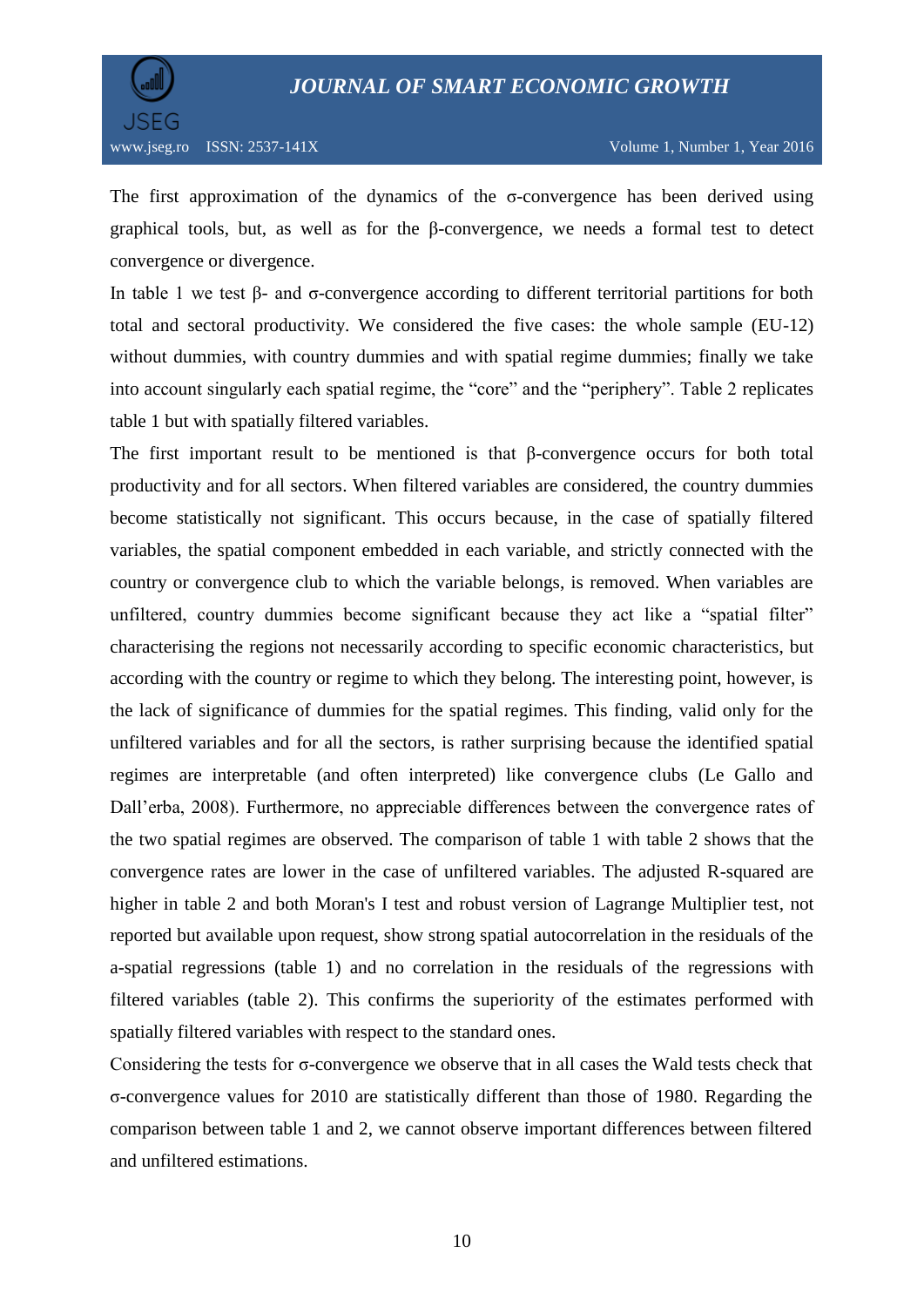The first approximation of the dynamics of the σ-convergence has been derived using graphical tools, but, as well as for the β-convergence, we needs a formal test to detect convergence or divergence.

In table 1 we test β- and σ-convergence according to different territorial partitions for both total and sectoral productivity. We considered the five cases: the whole sample (EU-12) without dummies, with country dummies and with spatial regime dummies; finally we take into account singularly each spatial regime, the "core" and the "periphery". Table 2 replicates table 1 but with spatially filtered variables.

The first important result to be mentioned is that β-convergence occurs for both total productivity and for all sectors. When filtered variables are considered, the country dummies become statistically not significant. This occurs because, in the case of spatially filtered variables, the spatial component embedded in each variable, and strictly connected with the country or convergence club to which the variable belongs, is removed. When variables are unfiltered, country dummies become significant because they act like a "spatial filter" characterising the regions not necessarily according to specific economic characteristics, but according with the country or regime to which they belong. The interesting point, however, is the lack of significance of dummies for the spatial regimes. This finding, valid only for the unfiltered variables and for all the sectors, is rather surprising because the identified spatial regimes are interpretable (and often interpreted) like convergence clubs (Le Gallo and Dall'erba, 2008). Furthermore, no appreciable differences between the convergence rates of the two spatial regimes are observed. The comparison of table 1 with table 2 shows that the convergence rates are lower in the case of unfiltered variables. The adjusted R-squared are higher in table 2 and both Moran's I test and robust version of Lagrange Multiplier test, not reported but available upon request, show strong spatial autocorrelation in the residuals of the a-spatial regressions (table 1) and no correlation in the residuals of the regressions with filtered variables (table 2). This confirms the superiority of the estimates performed with spatially filtered variables with respect to the standard ones.

Considering the tests for σ-convergence we observe that in all cases the Wald tests check that σ-convergence values for 2010 are statistically different than those of 1980. Regarding the comparison between table 1 and 2, we cannot observe important differences between filtered and unfiltered estimations.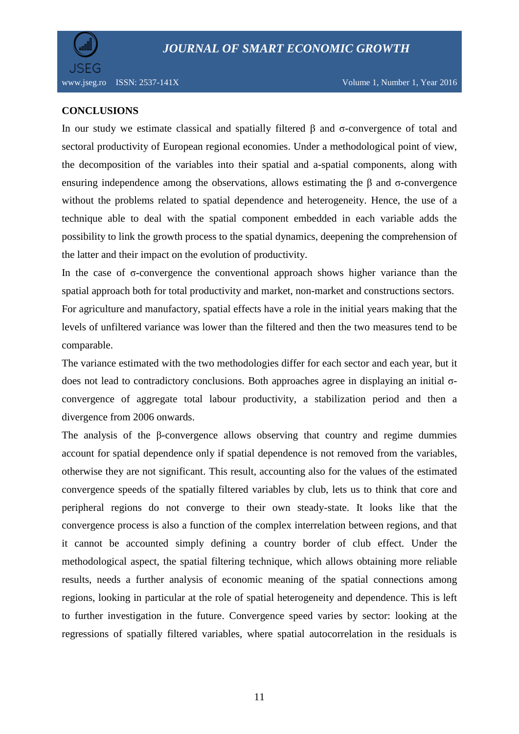## CONCLUSIONS

In our study we estimate classical and spatially filtered $\beta$ and $\sigma$-convergence of total and sectoral productivity of European regional economies. Under a methodological point of view, the decomposition of the variables into their spatial and a-spatial components, along with ensuring independence among the observations, allows estimating the $\beta$ and $\sigma$-convergence without the problems related to spatial dependence and heterogeneity. Hence, the use of a technique able to deal with the spatial component embedded in each variable adds the possibility to link the growth process to the spatial dynamics, deepening the comprehension of the latter and their impact on the evolution of productivity.

In the case of $\sigma$-convergence the conventional approach shows higher variance than the spatial approach both for total productivity and market, non-market and constructions sectors.

For agriculture and manufactory, spatial effects have a role in the initial years making that the levels of unfiltered variance was lower than the filtered and then the two measures tend to be comparable.

The variance estimated with the two methodologies differ for each sector and each year, but it does not lead to contradictory conclusions. Both approaches agree in displaying an initial $\sigma$-convergence of aggregate total labour productivity, a stabilization period and then a divergence from 2006 onwards.

The analysis of the $\beta$-convergence allows observing that country and regime dummies account for spatial dependence only if spatial dependence is not removed from the variables, otherwise they are not significant. This result, accounting also for the values of the estimated convergence speeds of the spatially filtered variables by club, lets us to think that core and peripheral regions do not converge to their own steady-state. It looks like that the convergence process is also a function of the complex interrelation between regions, and that it cannot be accounted simply defining a country border of club effect. Under the methodological aspect, the spatial filtering technique, which allows obtaining more reliable results, needs a further analysis of economic meaning of the spatial connections among regions, looking in particular at the role of spatial heterogeneity and dependence. This is left to further investigation in the future. Convergence speed varies by sector: looking at the regressions of spatially filtered variables, where spatial autocorrelation in the residuals is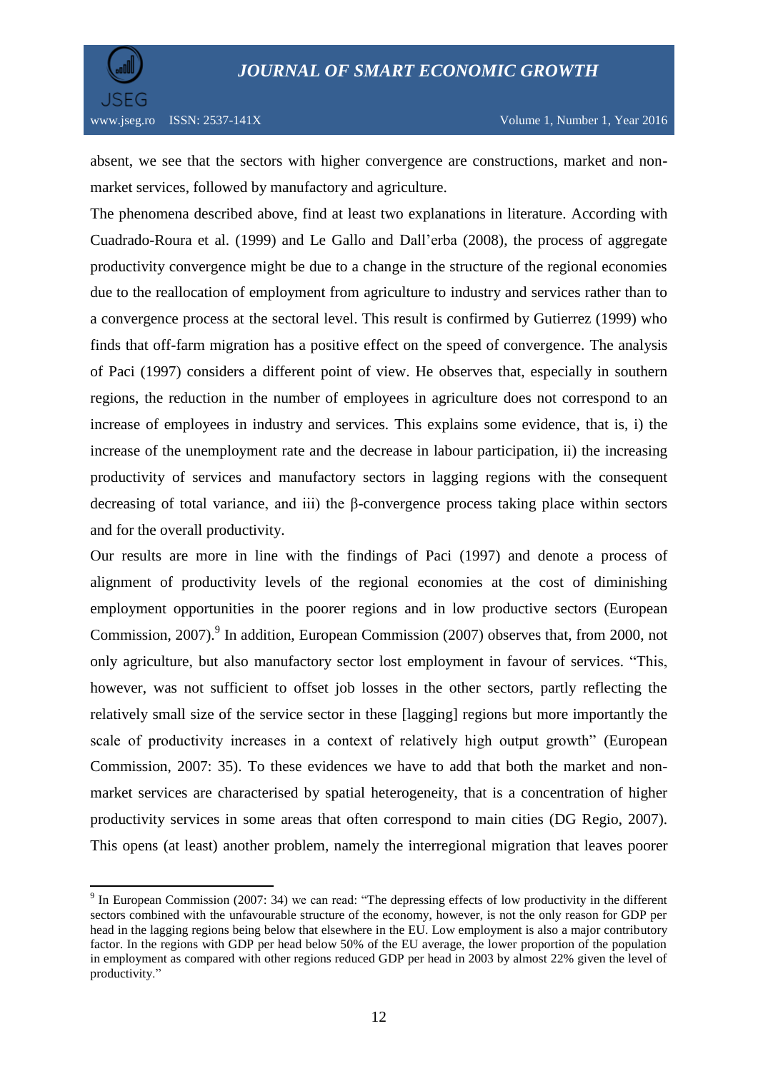absent, we see that the sectors with higher convergence are constructions, market and non-market services, followed by manufactory and agriculture.

The phenomena described above, find at least two explanations in literature. According with Cuadrado-Roura et al. (1999) and Le Gallo and Dall'erba (2008), the process of aggregate productivity convergence might be due to a change in the structure of the regional economies due to the reallocation of employment from agriculture to industry and services rather than to a convergence process at the sectoral level. This result is confirmed by Gutierrez (1999) who finds that off-farm migration has a positive effect on the speed of convergence. The analysis of Paci (1997) considers a different point of view. He observes that, especially in southern regions, the reduction in the number of employees in agriculture does not correspond to an increase of employees in industry and services. This explains some evidence, that is, i) the increase of the unemployment rate and the decrease in labour participation, ii) the increasing productivity of services and manufactory sectors in lagging regions with the consequent decreasing of total variance, and iii) the β-convergence process taking place within sectors and for the overall productivity.

Our results are more in line with the findings of Paci (1997) and denote a process of alignment of productivity levels of the regional economies at the cost of diminishing employment opportunities in the poorer regions and in low productive sectors (European Commission, 2007).[9] In addition, European Commission (2007) observes that, from 2000, not only agriculture, but also manufactory sector lost employment in favour of services. "This, however, was not sufficient to offset job losses in the other sectors, partly reflecting the relatively small size of the service sector in these [lagging] regions but more importantly the scale of productivity increases in a context of relatively high output growth" (European Commission, 2007: 35). To these evidences we have to add that both the market and non-market services are characterised by spatial heterogeneity, that is a concentration of higher productivity services in some areas that often correspond to main cities (DG Regio, 2007). This opens (at least) another problem, namely the interregional migration that leaves poorer

---

[9] In European Commission (2007: 34) we can read: "The depressing effects of low productivity in the different sectors combined with the unfavourable structure of the economy, however, is not the only reason for GDP per head in the lagging regions being below that elsewhere in the EU. Low employment is also a major contributory factor. In the regions with GDP per head below 50% of the EU average, the lower proportion of the population in employment as compared with other regions reduced GDP per head in 2003 by almost 22% given the level of productivity."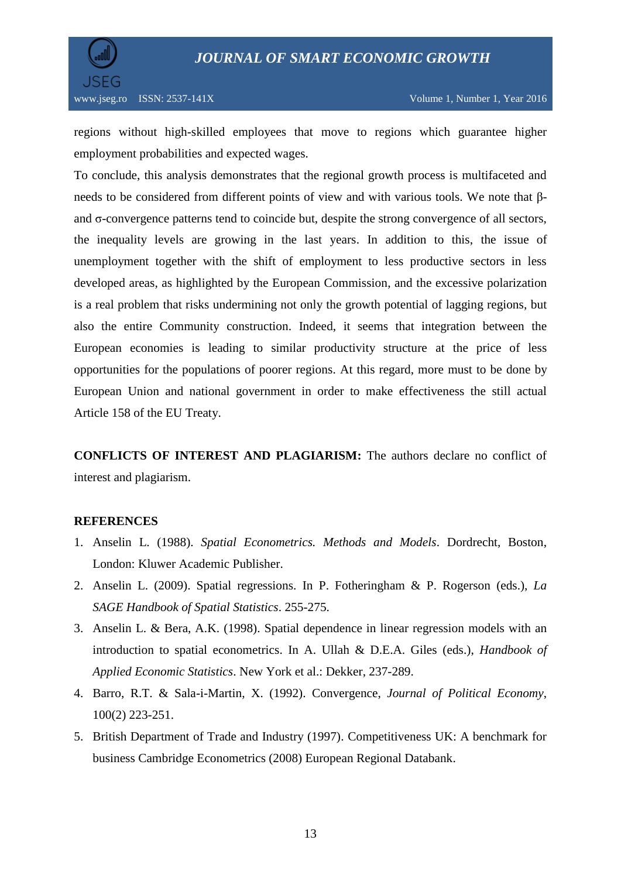regions without high-skilled employees that move to regions which guarantee higher employment probabilities and expected wages.

To conclude, this analysis demonstrates that the regional growth process is multifaceted and needs to be considered from different points of view and with various tools. We note that $\beta$- and $\sigma$-convergence patterns tend to coincide but, despite the strong convergence of all sectors, the inequality levels are growing in the last years. In addition to this, the issue of unemployment together with the shift of employment to less productive sectors in less developed areas, as highlighted by the European Commission, and the excessive polarization is a real problem that risks undermining not only the growth potential of lagging regions, but also the entire Community construction. Indeed, it seems that integration between the European economies is leading to similar productivity structure at the price of less opportunities for the populations of poorer regions. At this regard, more must to be done by European Union and national government in order to make effectiveness the still actual Article 158 of the EU Treaty.

**CONFLICTS OF INTEREST AND PLAGIARISM:** The authors declare no conflict of interest and plagiarism.

**REFERENCES**

1. Anselin L. (1988). *Spatial Econometrics. Methods and Models*. Dordrecht, Boston, London: Kluwer Academic Publisher.
2. Anselin L. (2009). Spatial regressions. In P. Fotheringham & P. Rogerson (eds.), *La SAGE Handbook of Spatial Statistics*. 255-275.
3. Anselin L. & Bera, A.K. (1998). Spatial dependence in linear regression models with an introduction to spatial econometrics. In A. Ullah & D.E.A. Giles (eds.), *Handbook of Applied Economic Statistics*. New York et al.: Dekker, 237-289.
4. Barro, R.T. & Sala-i-Martin, X. (1992). Convergence, *Journal of Political Economy*, 100(2) 223-251.
5. British Department of Trade and Industry (1997). Competitiveness UK: A benchmark for business Cambridge Econometrics (2008) European Regional Databank.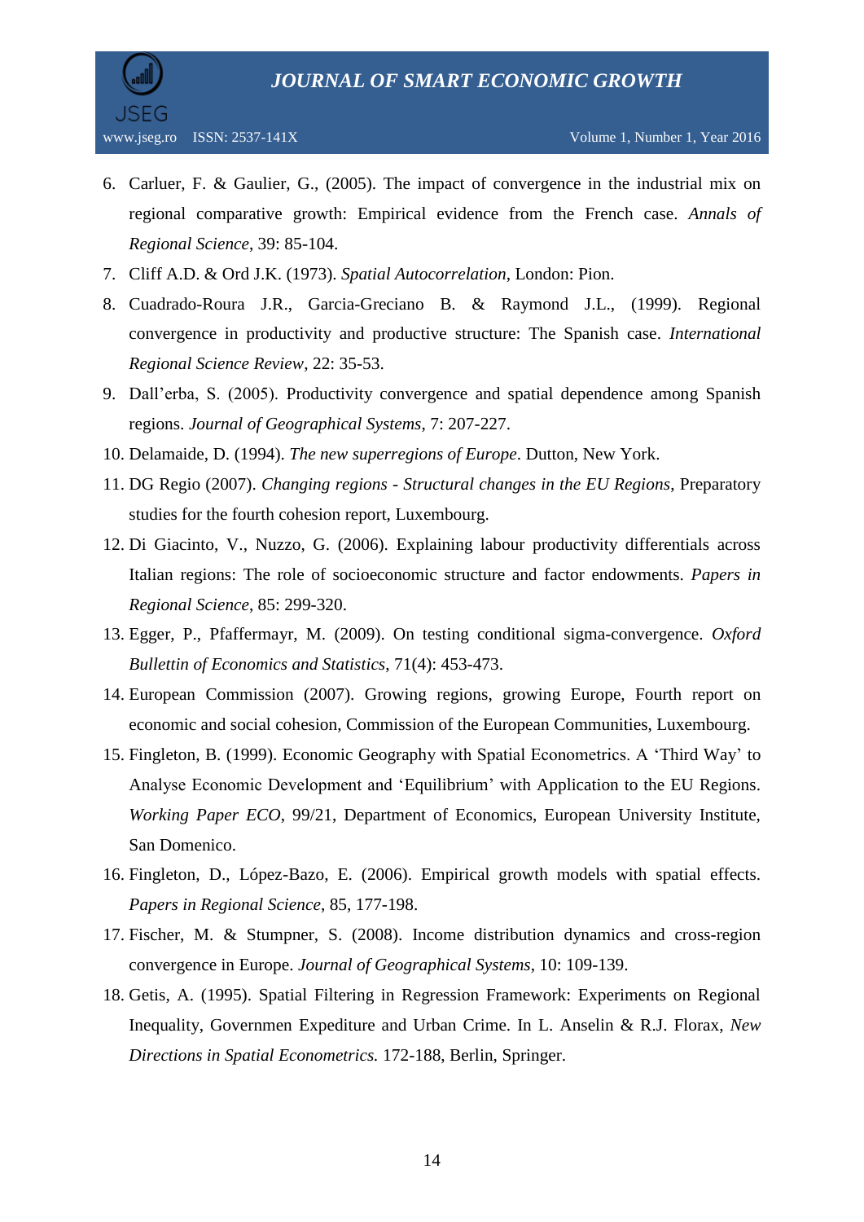6. Carluer, F. & Gaulier, G., (2005). The impact of convergence in the industrial mix on regional comparative growth: Empirical evidence from the French case. *Annals of Regional Science*, 39: 85-104.
7. Cliff A.D. & Ord J.K. (1973). *Spatial Autocorrelation*, London: Pion.
8. Cuadrado-Roura J.R., Garcia-Greciano B. & Raymond J.L., (1999). Regional convergence in productivity and productive structure: The Spanish case. *International Regional Science Review*, 22: 35-53.
9. Dall'erba, S. (2005). Productivity convergence and spatial dependence among Spanish regions. *Journal of Geographical Systems*, 7: 207-227.
10. Delamaide, D. (1994). *The new superregions of Europe*. Dutton, New York.
11. DG Regio (2007). *Changing regions - Structural changes in the EU Regions*, Preparatory studies for the fourth cohesion report, Luxembourg.
12. Di Giacinto, V., Nuzzo, G. (2006). Explaining labour productivity differentials across Italian regions: The role of socioeconomic structure and factor endowments. *Papers in Regional Science*, 85: 299-320.
13. Egger, P., Pfaffermayr, M. (2009). On testing conditional sigma-convergence. *Oxford Bullettin of Economics and Statistics*, 71(4): 453-473.
14. European Commission (2007). Growing regions, growing Europe, Fourth report on economic and social cohesion, Commission of the European Communities, Luxembourg.
15. Fingleton, B. (1999). Economic Geography with Spatial Econometrics. A 'Third Way' to Analyse Economic Development and 'Equilibrium' with Application to the EU Regions. *Working Paper ECO*, 99/21, Department of Economics, European University Institute, San Domenico.
16. Fingleton, D., López-Bazo, E. (2006). Empirical growth models with spatial effects. *Papers in Regional Science*, 85, 177-198.
17. Fischer, M. & Stumpner, S. (2008). Income distribution dynamics and cross-region convergence in Europe. *Journal of Geographical Systems*, 10: 109-139.
18. Getis, A. (1995). Spatial Filtering in Regression Framework: Experiments on Regional Inequality, Governmen Expediture and Urban Crime. In L. Anselin & R.J. Florax, *New Directions in Spatial Econometrics.* 172-188, Berlin, Springer.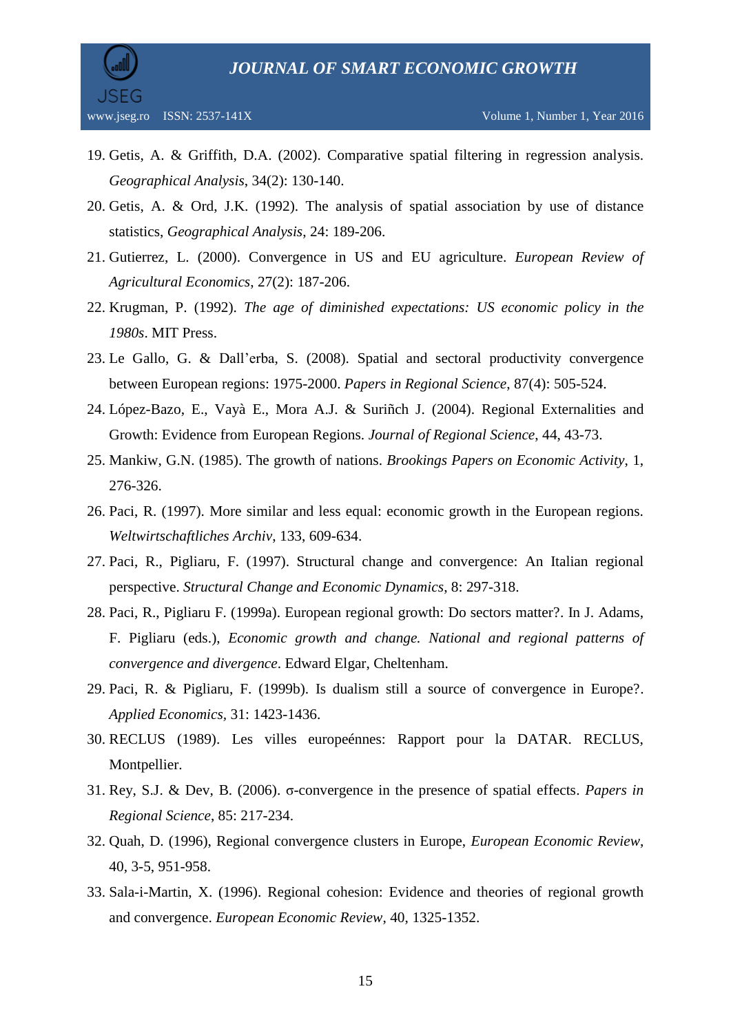19. Getis, A. & Griffith, D.A. (2002). Comparative spatial filtering in regression analysis. *Geographical Analysis*, 34(2): 130-140.
20. Getis, A. & Ord, J.K. (1992). The analysis of spatial association by use of distance statistics, *Geographical Analysis*, 24: 189-206.
21. Gutierrez, L. (2000). Convergence in US and EU agriculture. *European Review of Agricultural Economics*, 27(2): 187-206.
22. Krugman, P. (1992). *The age of diminished expectations: US economic policy in the 1980s*. MIT Press.
23. Le Gallo, G. & Dall'erba, S. (2008). Spatial and sectoral productivity convergence between European regions: 1975-2000. *Papers in Regional Science*, 87(4): 505-524.
24. López-Bazo, E., Vayà E., Mora A.J. & Suriñch J. (2004). Regional Externalities and Growth: Evidence from European Regions. *Journal of Regional Science*, 44, 43-73.
25. Mankiw, G.N. (1985). The growth of nations. *Brookings Papers on Economic Activity*, 1, 276-326.
26. Paci, R. (1997). More similar and less equal: economic growth in the European regions. *Weltwirtschaftliches Archiv*, 133, 609-634.
27. Paci, R., Pigliaru, F. (1997). Structural change and convergence: An Italian regional perspective. *Structural Change and Economic Dynamics*, 8: 297-318.
28. Paci, R., Pigliaru F. (1999a). European regional growth: Do sectors matter?. In J. Adams, F. Pigliaru (eds.), *Economic growth and change. National and regional patterns of convergence and divergence*. Edward Elgar, Cheltenham.
29. Paci, R. & Pigliaru, F. (1999b). Is dualism still a source of convergence in Europe?. *Applied Economics*, 31: 1423-1436.
30. RECLUS (1989). Les villes europeénnes: Rapport pour la DATAR. RECLUS, Montpellier.
31. Rey, S.J. & Dev, B. (2006). σ-convergence in the presence of spatial effects. *Papers in Regional Science*, 85: 217-234.
32. Quah, D. (1996), Regional convergence clusters in Europe, *European Economic Review*, 40, 3-5, 951-958.
33. Sala-i-Martin, X. (1996). Regional cohesion: Evidence and theories of regional growth and convergence. *European Economic Review*, 40, 1325-1352.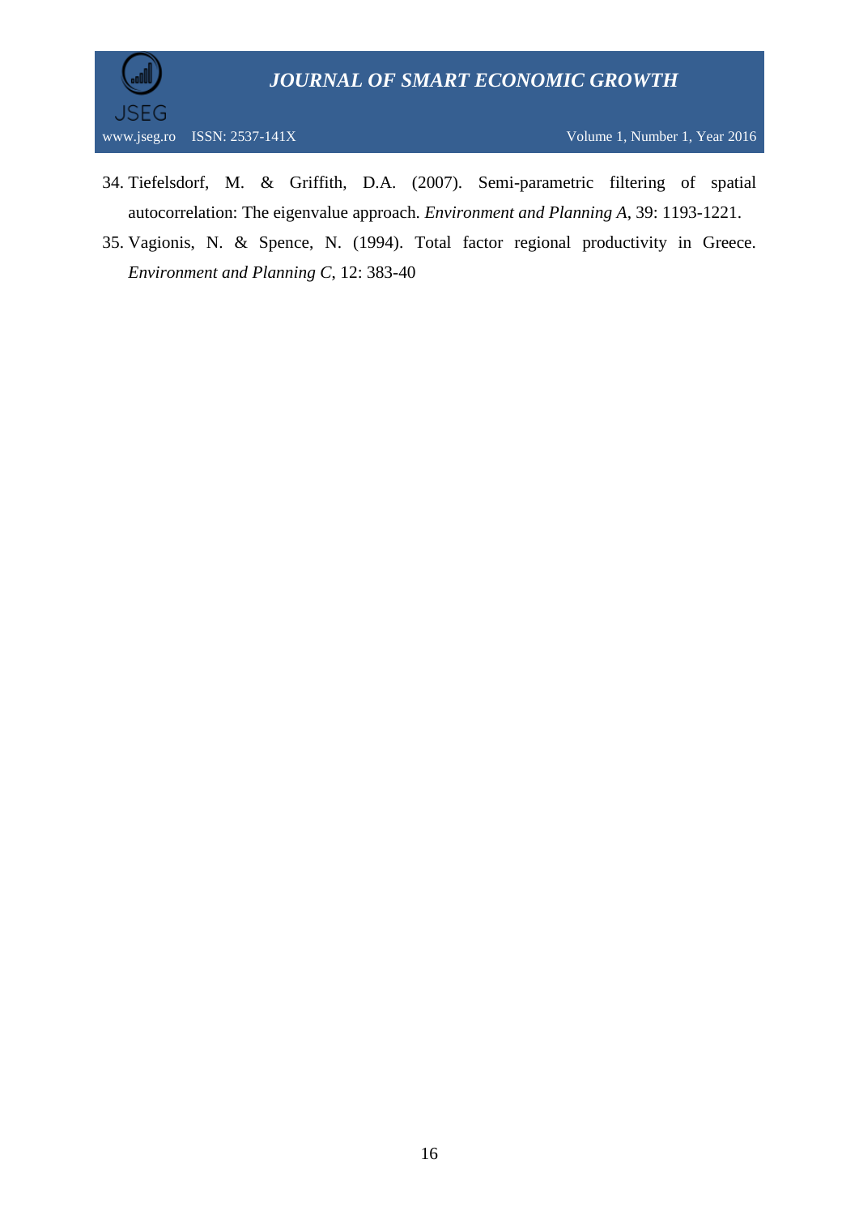34. Tiefelsdorf, M. & Griffith, D.A. (2007). Semi-parametric filtering of spatial autocorrelation: The eigenvalue approach. *Environment and Planning A*, 39: 1193-1221.
35. Vagionis, N. & Spence, N. (1994). Total factor regional productivity in Greece. *Environment and Planning C*, 12: 383-40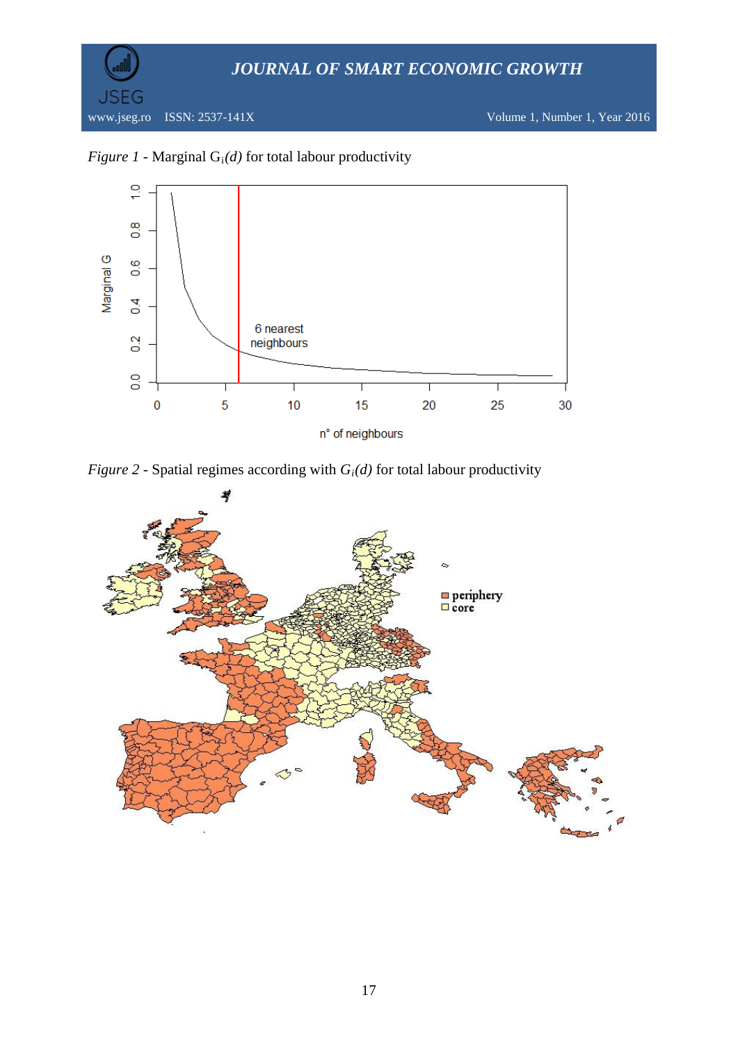*Figure 1* - Marginal $G_i(d)$ for total labour productivity

*Figure 2* - Spatial regimes according with $G_i(d)$ for total labour productivity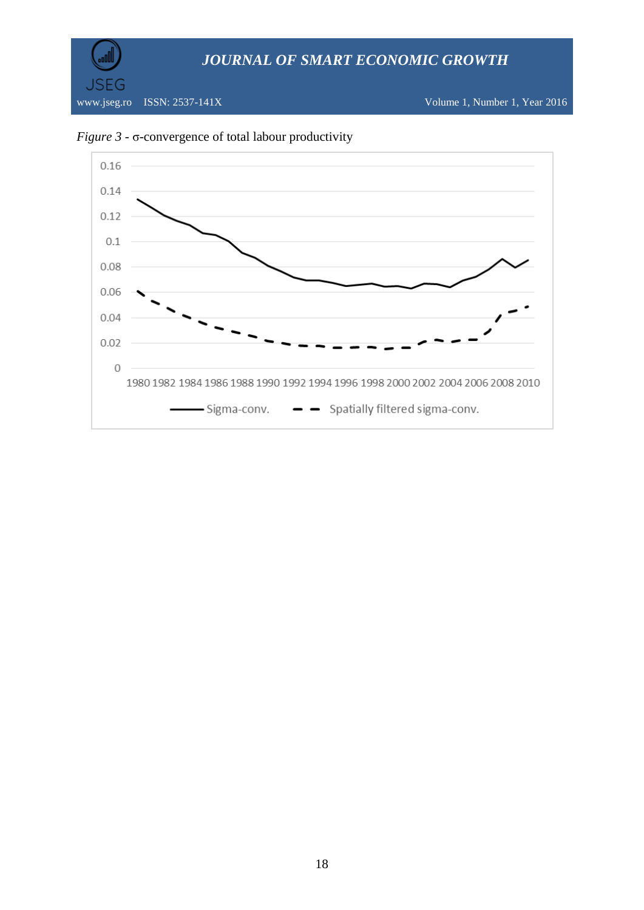*Figure 3* - σ-convergence of total labour productivity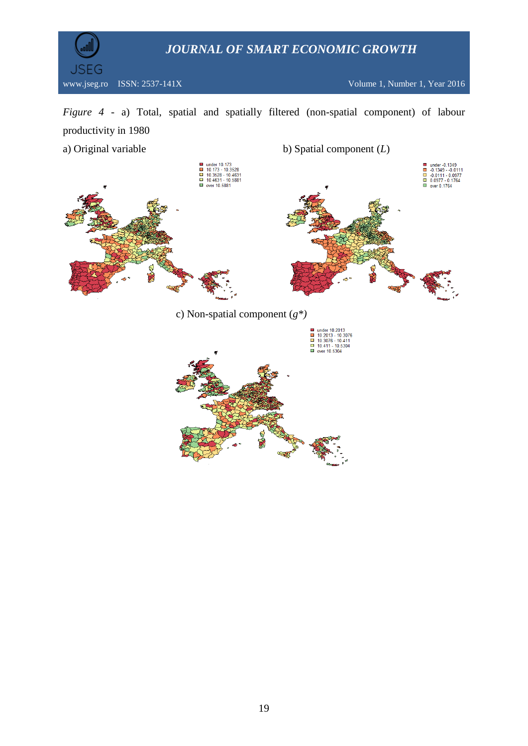*Figure 4* - a) Total, spatial and spatially filtered (non-spatial component) of labour productivity in 1980

a) Original variable

under 10.173
10.173 - 10.3528
10.3528 - 10.4631
10.4631 - 10.5881
over 10.5881

b) Spatial component ($L$)

under -0.1349
-0.1349 - -0.0111
-0.0111 - 0.0977
0.0977 - 0.1764
over 0.1764

c) Non-spatial component ($g^*$)

under 10.2013
10.2013 - 10.3076
10.3076 - 10.411
10.411 - 10.5304
over 10.5304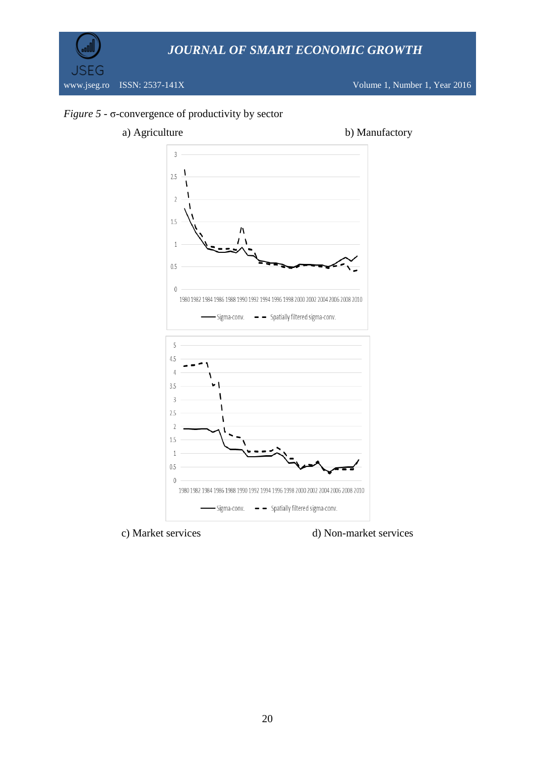*Figure 5* - σ-convergence of productivity by sector

a) Agriculture b) Manufactory

c) Market services d) Non-market services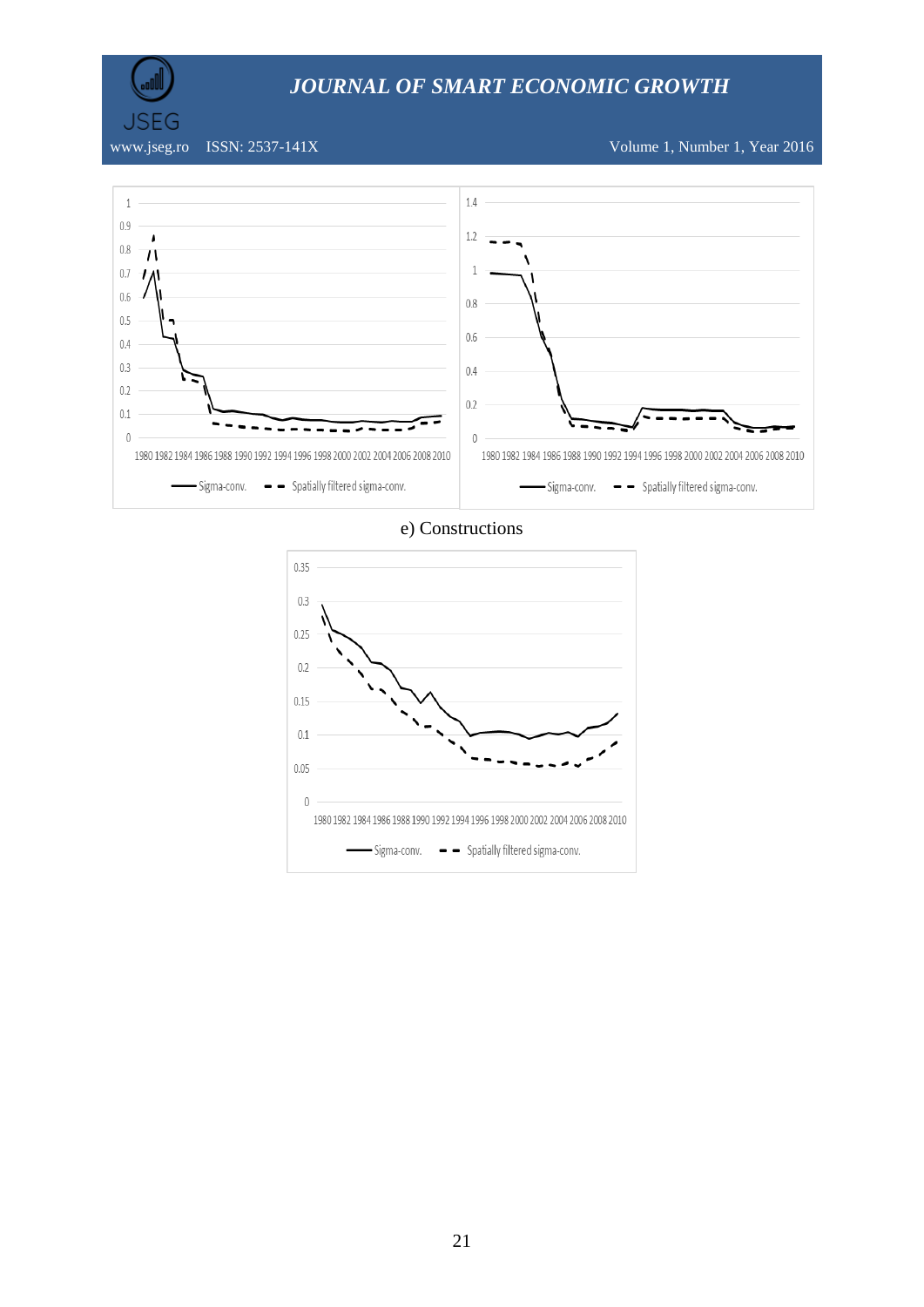1980 1982 1984 1986 1988 1990 1992 1994 1996 1998 2000 2002 2004 2006 2008 2010

Sigma-conv. Spatially filtered sigma-conv.

1980 1982 1984 1986 1988 1990 1992 1994 1996 1998 2000 2002 2004 2006 2008 2010

Sigma-conv. Spatially filtered sigma-conv.

e) Constructions

1980 1982 1984 1986 1988 1990 1992 1994 1996 1998 2000 2002 2004 2006 2008 2010

Sigma-conv. Spatially filtered sigma-conv.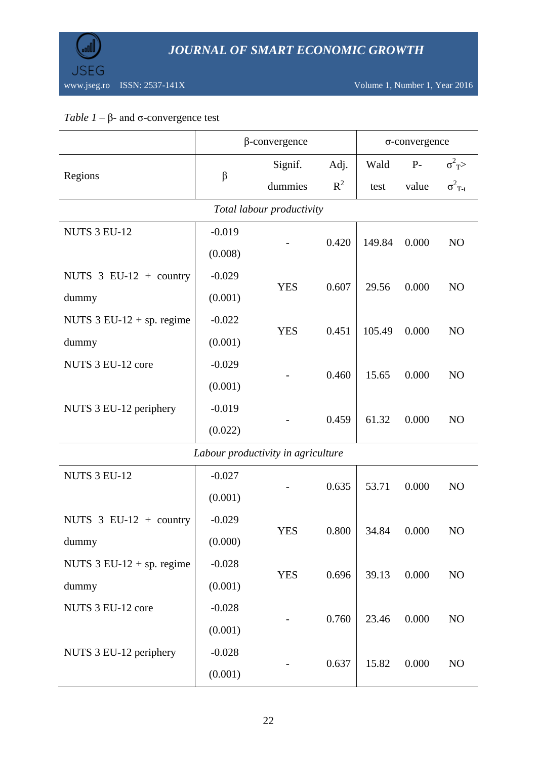*Table 1* – β- and σ-convergence test

| Regions | β-convergence | | | σ-convergence | | |
|---|---|---|---|---|---|---|
| | β | Signif. dummies | Adj. $R^2$ | Wald test | P-value | $\sigma^2_T > \sigma^2_{T-t}$ |
| *Total labour productivity* | | | | | | |
| NUTS 3 EU-12 | -0.019 (0.008) | - | 0.420 | 149.84 | 0.000 | NO |
| NUTS 3 EU-12 + country dummy | -0.029 (0.001) | YES | 0.607 | 29.56 | 0.000 | NO |
| NUTS 3 EU-12 + sp. regime dummy | -0.022 (0.001) | YES | 0.451 | 105.49 | 0.000 | NO |
| NUTS 3 EU-12 core | -0.029 (0.001) | - | 0.460 | 15.65 | 0.000 | NO |
| NUTS 3 EU-12 periphery | -0.019 (0.022) | - | 0.459 | 61.32 | 0.000 | NO |
| *Labour productivity in agriculture* | | | | | | |
| NUTS 3 EU-12 | -0.027 (0.001) | - | 0.635 | 53.71 | 0.000 | NO |
| NUTS 3 EU-12 + country dummy | -0.029 (0.000) | YES | 0.800 | 34.84 | 0.000 | NO |
| NUTS 3 EU-12 + sp. regime dummy | -0.028 (0.001) | YES | 0.696 | 39.13 | 0.000 | NO |
| NUTS 3 EU-12 core | -0.028 (0.001) | - | 0.760 | 23.46 | 0.000 | NO |
| NUTS 3 EU-12 periphery | -0.028 (0.001) | - | 0.637 | 15.82 | 0.000 | NO |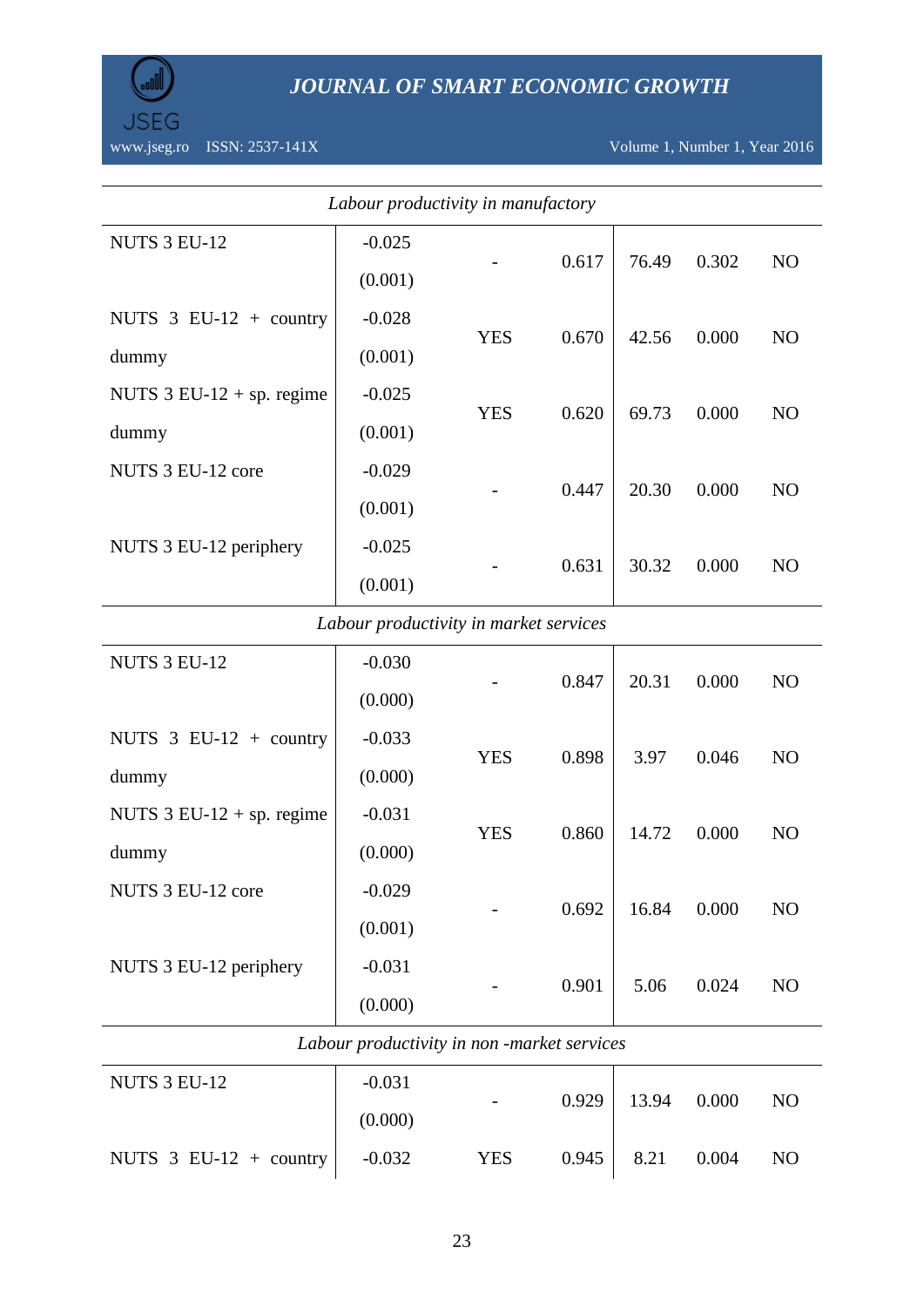| | | | | | | |
|---|---|---|---|---|---|---|
| *Labour productivity in manufactory* | | | | | | |
| NUTS 3 EU-12 | -0.025<br>(0.001) | - | 0.617 | 76.49 | 0.302 | NO |
| NUTS 3 EU-12 + country dummy | -0.028<br>(0.001) | YES | 0.670 | 42.56 | 0.000 | NO |
| NUTS 3 EU-12 + sp. regime dummy | -0.025<br>(0.001) | YES | 0.620 | 69.73 | 0.000 | NO |
| NUTS 3 EU-12 core | -0.029<br>(0.001) | - | 0.447 | 20.30 | 0.000 | NO |
| NUTS 3 EU-12 periphery | -0.025<br>(0.001) | - | 0.631 | 30.32 | 0.000 | NO |
| *Labour productivity in market services* | | | | | | |
| NUTS 3 EU-12 | -0.030<br>(0.000) | - | 0.847 | 20.31 | 0.000 | NO |
| NUTS 3 EU-12 + country dummy | -0.033<br>(0.000) | YES | 0.898 | 3.97 | 0.046 | NO |
| NUTS 3 EU-12 + sp. regime dummy | -0.031<br>(0.000) | YES | 0.860 | 14.72 | 0.000 | NO |
| NUTS 3 EU-12 core | -0.029<br>(0.001) | - | 0.692 | 16.84 | 0.000 | NO |
| NUTS 3 EU-12 periphery | -0.031<br>(0.000) | - | 0.901 | 5.06 | 0.024 | NO |
| *Labour productivity in non -market services* | | | | | | |
| NUTS 3 EU-12 | -0.031<br>(0.000) | - | 0.929 | 13.94 | 0.000 | NO |
| NUTS 3 EU-12 + country | -0.032 | YES | 0.945 | 8.21 | 0.004 | NO |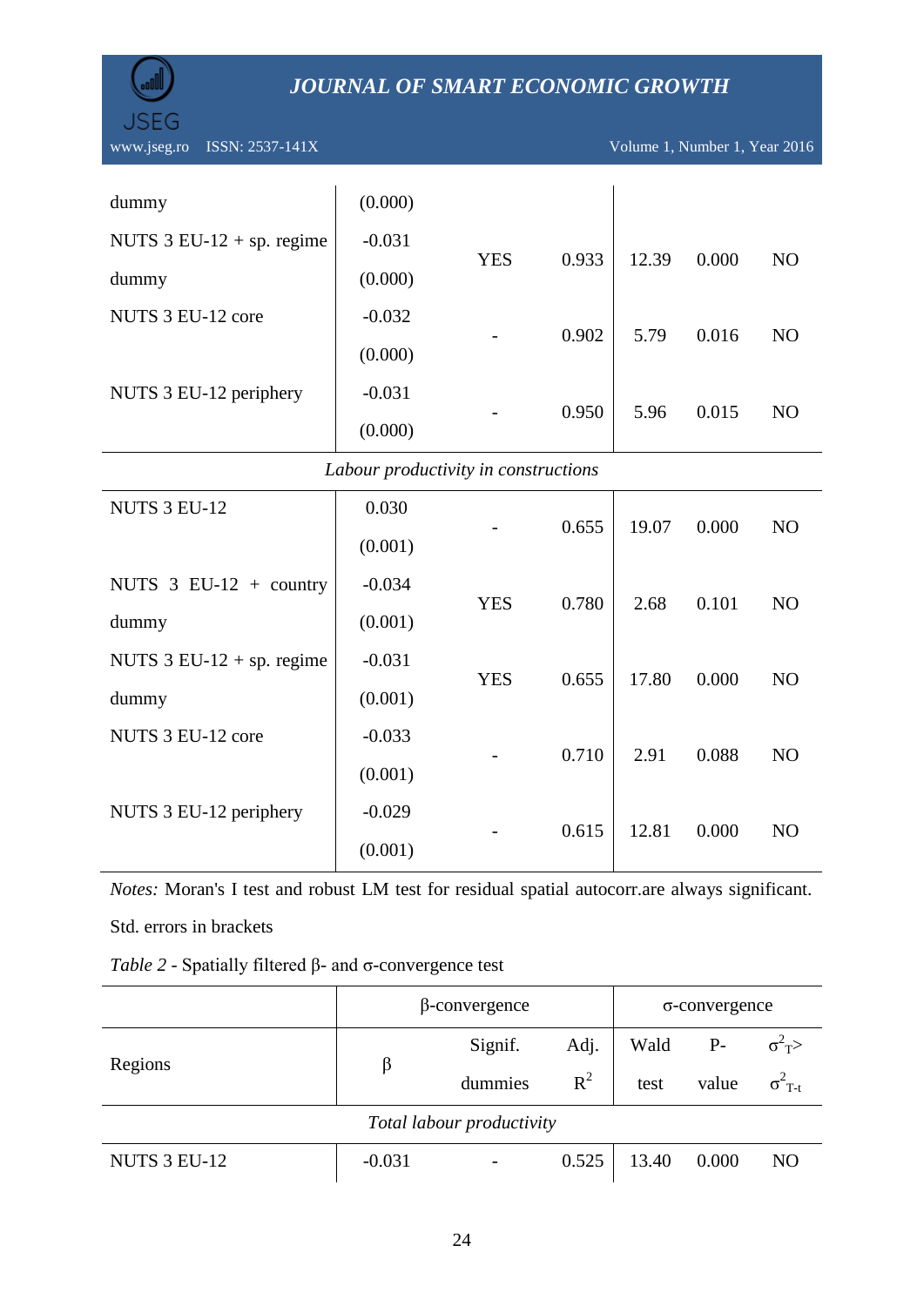| | | | | | | |
|---|---|---|---|---|---|---|
| dummy | (0.000) | | | | | |
| NUTS 3 EU-12 + sp. regime dummy | -0.031 (0.000) | YES | 0.933 | 12.39 | 0.000 | NO |
| NUTS 3 EU-12 core | -0.032 (0.000) | - | 0.902 | 5.79 | 0.016 | NO |
| NUTS 3 EU-12 periphery | -0.031 (0.000) | - | 0.950 | 5.96 | 0.015 | NO |
| *Labour productivity in constructions* | | | | | | |
| NUTS 3 EU-12 | 0.030 (0.001) | - | 0.655 | 19.07 | 0.000 | NO |
| NUTS 3 EU-12 + country dummy | -0.034 (0.001) | YES | 0.780 | 2.68 | 0.101 | NO |
| NUTS 3 EU-12 + sp. regime dummy | -0.031 (0.001) | YES | 0.655 | 17.80 | 0.000 | NO |
| NUTS 3 EU-12 core | -0.033 (0.001) | - | 0.710 | 2.91 | 0.088 | NO |
| NUTS 3 EU-12 periphery | -0.029 (0.001) | - | 0.615 | 12.81 | 0.000 | NO |

*Notes:* Moran's I test and robust LM test for residual spatial autocorr.are always significant. Std. errors in brackets

*Table 2* - Spatially filtered β- and σ-convergence test

| | β-convergence | | | σ-convergence | | |
|---|---|---|---|---|---|---|
| Regions | β | Signif. dummies | Adj. $R^2$ | Wald test | P-value | $\sigma^2_T > \sigma^2_{T-t}$ |
| *Total labour productivity* | | | | | | |
| NUTS 3 EU-12 | -0.031 | - | 0.525 | 13.40 | 0.000 | NO |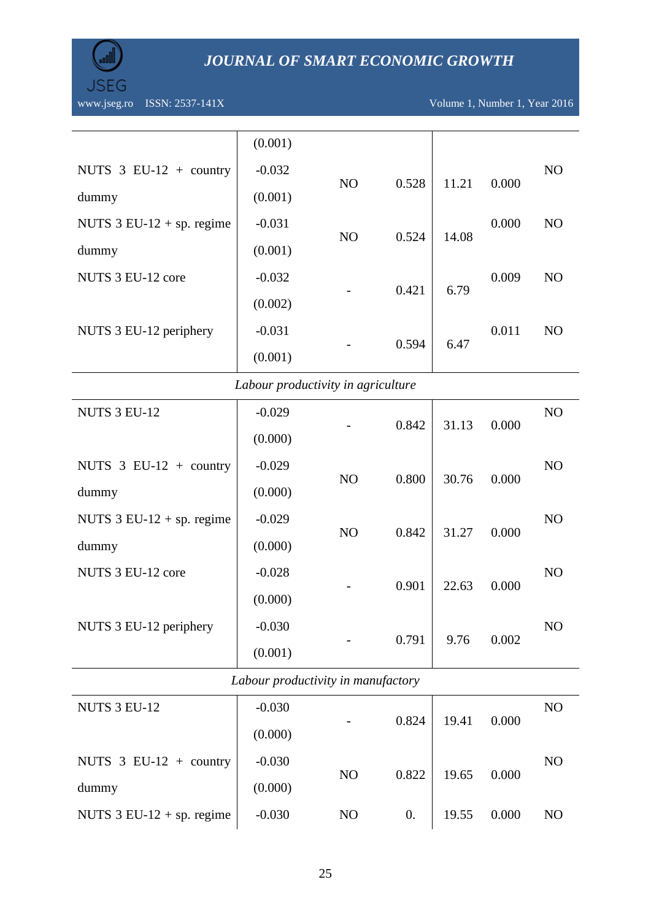| | | | | | | |
|---|---|---|---|---|---|---|
| | (0.001) | | | | | |
| NUTS 3 EU-12 + country dummy | -0.032 (0.001) | NO | 0.528 | 11.21 | 0.000 | NO |
| NUTS 3 EU-12 + sp. regime dummy | -0.031 (0.001) | NO | 0.524 | 14.08 | 0.000 | NO |
| NUTS 3 EU-12 core | -0.032 (0.002) | - | 0.421 | 6.79 | 0.009 | NO |
| NUTS 3 EU-12 periphery | -0.031 (0.001) | - | 0.594 | 6.47 | 0.011 | NO |
| | *Labour productivity in agriculture* | | | | | |
| NUTS 3 EU-12 | -0.029 (0.000) | - | 0.842 | 31.13 | 0.000 | NO |
| NUTS 3 EU-12 + country dummy | -0.029 (0.000) | NO | 0.800 | 30.76 | 0.000 | NO |
| NUTS 3 EU-12 + sp. regime dummy | -0.029 (0.000) | NO | 0.842 | 31.27 | 0.000 | NO |
| NUTS 3 EU-12 core | -0.028 (0.000) | - | 0.901 | 22.63 | 0.000 | NO |
| NUTS 3 EU-12 periphery | -0.030 (0.001) | - | 0.791 | 9.76 | 0.002 | NO |
| | *Labour productivity in manufactory* | | | | | |
| NUTS 3 EU-12 | -0.030 (0.000) | - | 0.824 | 19.41 | 0.000 | NO |
| NUTS 3 EU-12 + country dummy | -0.030 (0.000) | NO | 0.822 | 19.65 | 0.000 | NO |
| NUTS 3 EU-12 + sp. regime | -0.030 | NO | 0. | 19.55 | 0.000 | NO |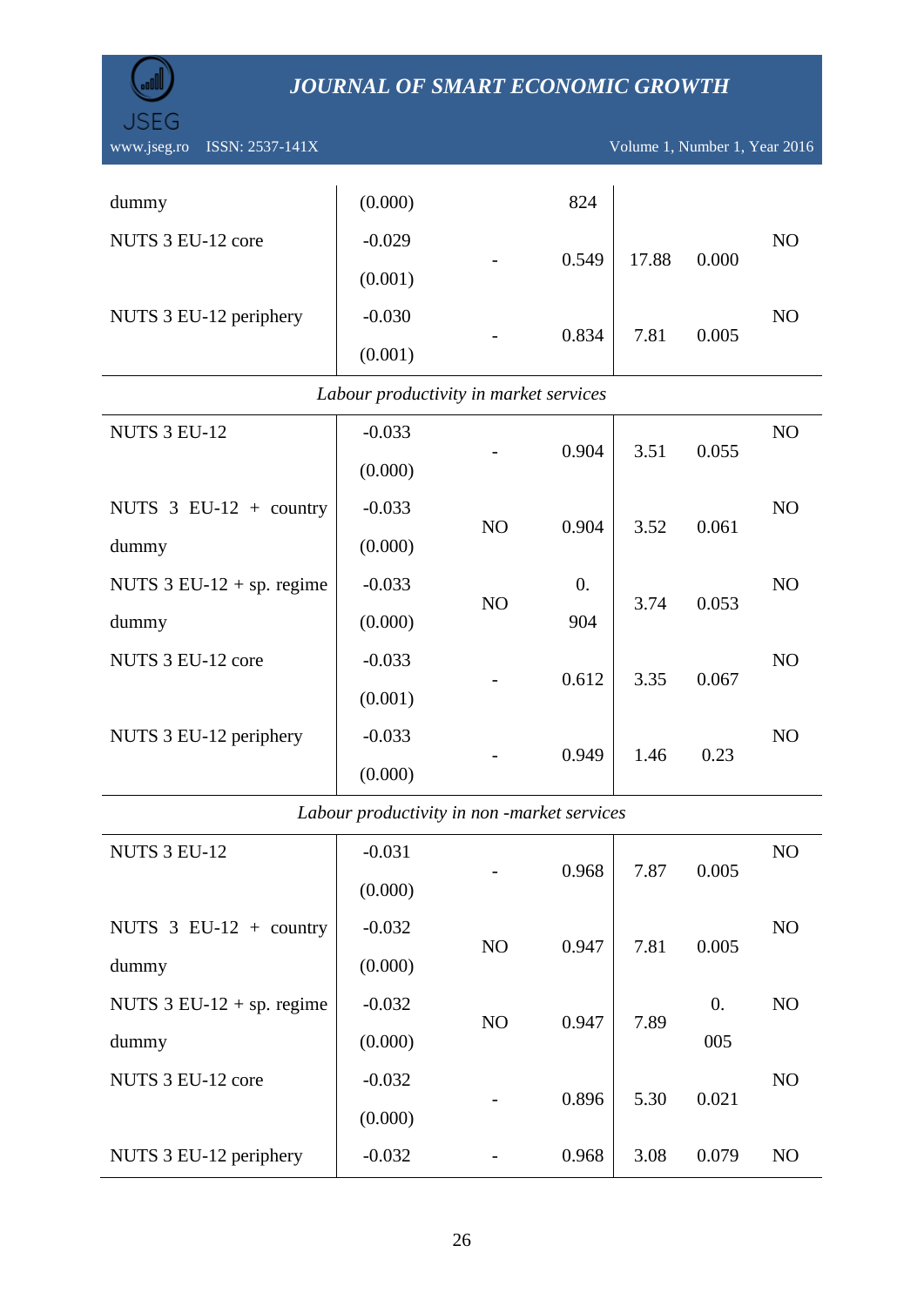| | | | | | | |
|---|---|---|---|---|---|---|
| dummy | (0.000) | | 824 | | | |
| NUTS 3 EU-12 core | -0.029 (0.001) | - | 0.549 | 17.88 | 0.000 | NO |
| NUTS 3 EU-12 periphery | -0.030 (0.001) | - | 0.834 | 7.81 | 0.005 | NO |
| *Labour productivity in market services* | | | | | | |
| NUTS 3 EU-12 | -0.033 (0.000) | - | 0.904 | 3.51 | 0.055 | NO |
| NUTS 3 EU-12 + country dummy | -0.033 (0.000) | NO | 0.904 | 3.52 | 0.061 | NO |
| NUTS 3 EU-12 + sp. regime dummy | -0.033 (0.000) | NO | 0.904 | 3.74 | 0.053 | NO |
| NUTS 3 EU-12 core | -0.033 (0.001) | - | 0.612 | 3.35 | 0.067 | NO |
| NUTS 3 EU-12 periphery | -0.033 (0.000) | - | 0.949 | 1.46 | 0.23 | NO |
| *Labour productivity in non -market services* | | | | | | |
| NUTS 3 EU-12 | -0.031 (0.000) | - | 0.968 | 7.87 | 0.005 | NO |
| NUTS 3 EU-12 + country dummy | -0.032 (0.000) | NO | 0.947 | 7.81 | 0.005 | NO |
| NUTS 3 EU-12 + sp. regime dummy | -0.032 (0.000) | NO | 0.947 | 7.89 | 0.005 | NO |
| NUTS 3 EU-12 core | -0.032 (0.000) | - | 0.896 | 5.30 | 0.021 | NO |
| NUTS 3 EU-12 periphery | -0.032 | - | 0.968 | 3.08 | 0.079 | NO |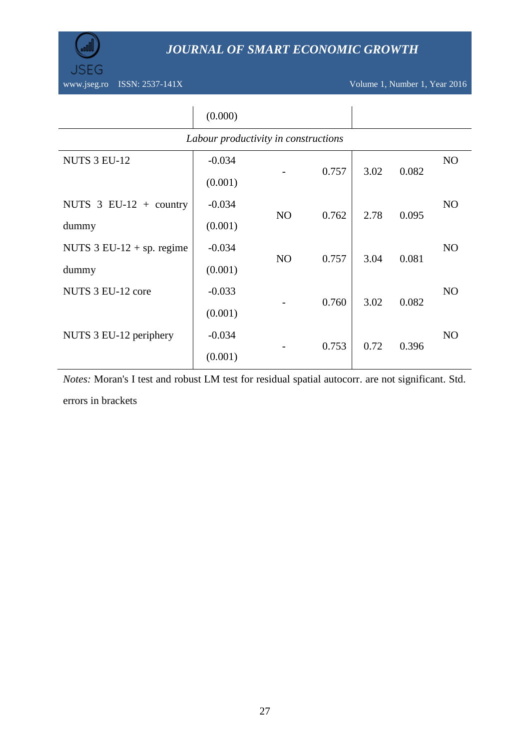| | | | | | | |
|---|---|---|---|---|---|---|
| | (0.000) | | | | | |
| *Labour productivity in constructions* | | | | | | |
| NUTS 3 EU-12 | -0.034 (0.001) | - | 0.757 | 3.02 | 0.082 | NO |
| NUTS 3 EU-12 + country dummy | -0.034 (0.001) | NO | 0.762 | 2.78 | 0.095 | NO |
| NUTS 3 EU-12 + sp. regime dummy | -0.034 (0.001) | NO | 0.757 | 3.04 | 0.081 | NO |
| NUTS 3 EU-12 core | -0.033 (0.001) | - | 0.760 | 3.02 | 0.082 | NO |
| NUTS 3 EU-12 periphery | -0.034 (0.001) | - | 0.753 | 0.72 | 0.396 | NO |

*Notes:* Moran's I test and robust LM test for residual spatial autocorr. are not significant. Std. errors in brackets